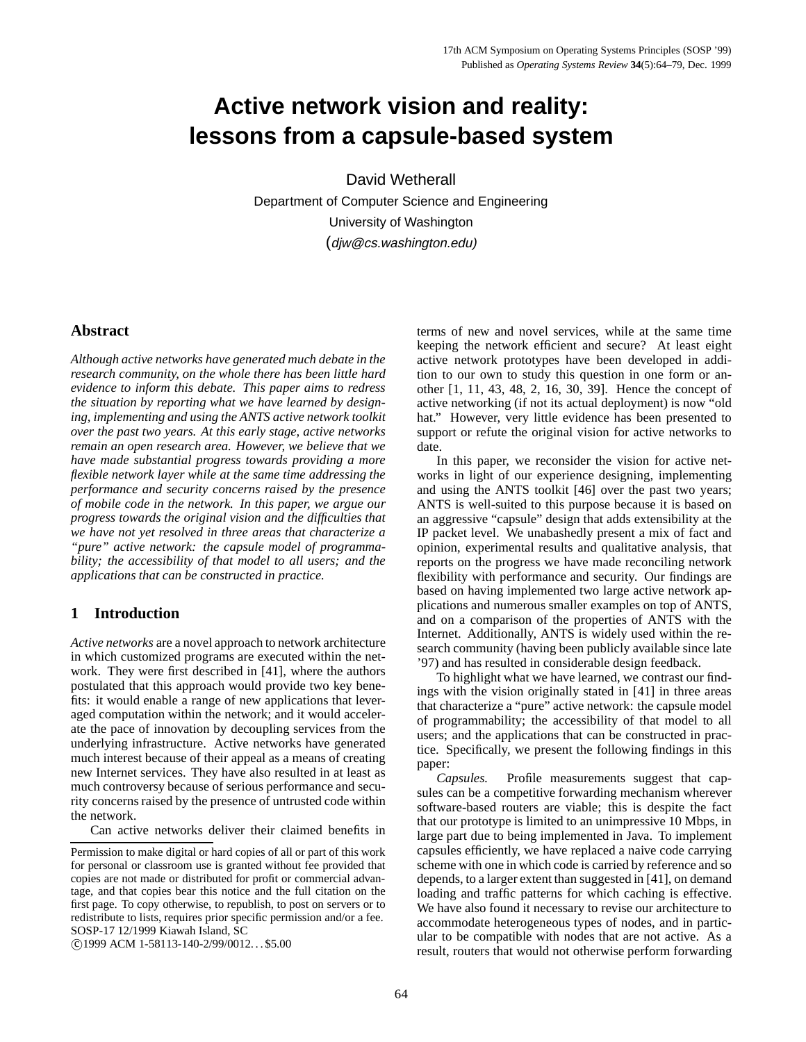# Active network vision and reality: lessons from a capsule-based system

David Wetherall
Department of Computer Science and Engineering
University of Washington
(*djw@cs.washington.edu)*

## Abstract

*Although active networks have generated much debate in the research community, on the whole there has been little hard evidence to inform this debate. This paper aims to redress the situation by reporting what we have learned by designing, implementing and using the ANTS active network toolkit over the past two years. At this early stage, active networks remain an open research area. However, we believe that we have made substantial progress towards providing a more flexible network layer while at the same time addressing the performance and security concerns raised by the presence of mobile code in the network. In this paper, we argue our progress towards the original vision and the difficulties that we have not yet resolved in three areas that characterize a "pure" active network: the capsule model of programmability; the accessibility of that model to all users; and the applications that can be constructed in practice.*

## 1 Introduction

*Active networks* are a novel approach to network architecture in which customized programs are executed within the network. They were first described in [41], where the authors postulated that this approach would provide two key benefits: it would enable a range of new applications that leveraged computation within the network; and it would accelerate the pace of innovation by decoupling services from the underlying infrastructure. Active networks have generated much interest because of their appeal as a means of creating new Internet services. They have also resulted in at least as much controversy because of serious performance and security concerns raised by the presence of untrusted code within the network.

Can active networks deliver their claimed benefits in terms of new and novel services, while at the same time keeping the network efficient and secure? At least eight active network prototypes have been developed in addition to our own to study this question in one form or another [1, 11, 43, 48, 2, 16, 30, 39]. Hence the concept of active networking (if not its actual deployment) is now "old hat." However, very little evidence has been presented to support or refute the original vision for active networks to date.

In this paper, we reconsider the vision for active networks in light of our experience designing, implementing and using the ANTS toolkit [46] over the past two years; ANTS is well-suited to this purpose because it is based on an aggressive "capsule" design that adds extensibility at the IP packet level. We unabashedly present a mix of fact and opinion, experimental results and qualitative analysis, that reports on the progress we have made reconciling network flexibility with performance and security. Our findings are based on having implemented two large active network applications and numerous smaller examples on top of ANTS, and on a comparison of the properties of ANTS with the Internet. Additionally, ANTS is widely used within the research community (having been publicly available since late '97) and has resulted in considerable design feedback.

To highlight what we have learned, we contrast our findings with the vision originally stated in [41] in three areas that characterize a "pure" active network: the capsule model of programmability; the accessibility of that model to all users; and the applications that can be constructed in practice. Specifically, we present the following findings in this paper:

*Capsules.* Profile measurements suggest that capsules can be a competitive forwarding mechanism wherever software-based routers are viable; this is despite the fact that our prototype is limited to an unimpressive 10 Mbps, in large part due to being implemented in Java. To implement capsules efficiently, we have replaced a naive code carrying scheme with one in which code is carried by reference and so depends, to a larger extent than suggested in [41], on demand loading and traffic patterns for which caching is effective. We have also found it necessary to revise our architecture to accommodate heterogeneous types of nodes, and in particular to be compatible with nodes that are not active. As a result, routers that would not otherwise perform forwarding

Permission to make digital or hard copies of all or part of this work for personal or classroom use is granted without fee provided that copies are not made or distributed for profit or commercial advantage, and that copies bear this notice and the full citation on the first page. To copy otherwise, to republish, to post on servers or to redistribute to lists, requires prior specific permission and/or a fee.
SOSP-17 12/1999 Kiawah Island, SC
©1999 ACM 1-58113-140-2/99/0012...$5.00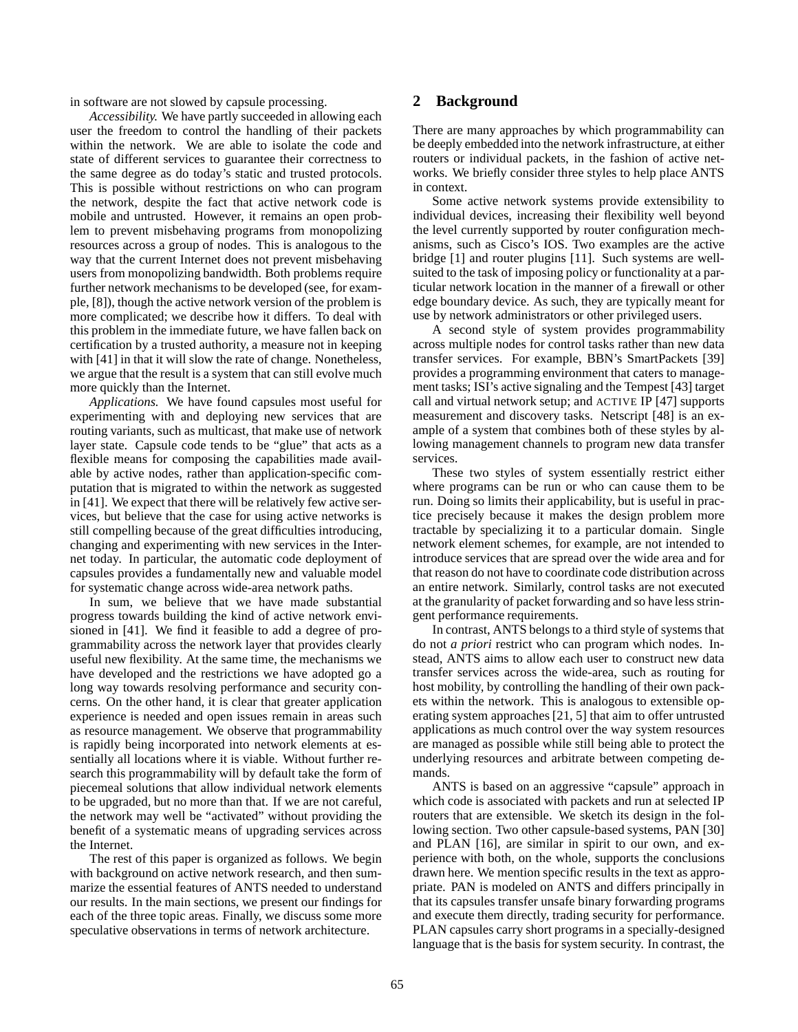in software are not slowed by capsule processing.

*Accessibility.* We have partly succeeded in allowing each user the freedom to control the handling of their packets within the network. We are able to isolate the code and state of different services to guarantee their correctness to the same degree as do today's static and trusted protocols. This is possible without restrictions on who can program the network, despite the fact that active network code is mobile and untrusted. However, it remains an open problem to prevent misbehaving programs from monopolizing resources across a group of nodes. This is analogous to the way that the current Internet does not prevent misbehaving users from monopolizing bandwidth. Both problems require further network mechanisms to be developed (see, for example, [8]), though the active network version of the problem is more complicated; we describe how it differs. To deal with this problem in the immediate future, we have fallen back on certification by a trusted authority, a measure not in keeping with [41] in that it will slow the rate of change. Nonetheless, we argue that the result is a system that can still evolve much more quickly than the Internet.

*Applications.* We have found capsules most useful for experimenting with and deploying new services that are routing variants, such as multicast, that make use of network layer state. Capsule code tends to be "glue" that acts as a flexible means for composing the capabilities made available by active nodes, rather than application-specific computation that is migrated to within the network as suggested in [41]. We expect that there will be relatively few active services, but believe that the case for using active networks is still compelling because of the great difficulties introducing, changing and experimenting with new services in the Internet today. In particular, the automatic code deployment of capsules provides a fundamentally new and valuable model for systematic change across wide-area network paths.

In sum, we believe that we have made substantial progress towards building the kind of active network envisioned in [41]. We find it feasible to add a degree of programmability across the network layer that provides clearly useful new flexibility. At the same time, the mechanisms we have developed and the restrictions we have adopted go a long way towards resolving performance and security concerns. On the other hand, it is clear that greater application experience is needed and open issues remain in areas such as resource management. We observe that programmability is rapidly being incorporated into network elements at essentially all locations where it is viable. Without further research this programmability will by default take the form of piecemeal solutions that allow individual network elements to be upgraded, but no more than that. If we are not careful, the network may well be "activated" without providing the benefit of a systematic means of upgrading services across the Internet.

The rest of this paper is organized as follows. We begin with background on active network research, and then summarize the essential features of ANTS needed to understand our results. In the main sections, we present our findings for each of the three topic areas. Finally, we discuss some more speculative observations in terms of network architecture.

## 2 Background

There are many approaches by which programmability can be deeply embedded into the network infrastructure, at either routers or individual packets, in the fashion of active networks. We briefly consider three styles to help place ANTS in context.

Some active network systems provide extensibility to individual devices, increasing their flexibility well beyond the level currently supported by router configuration mechanisms, such as Cisco's IOS. Two examples are the active bridge [1] and router plugins [11]. Such systems are well-suited to the task of imposing policy or functionality at a particular network location in the manner of a firewall or other edge boundary device. As such, they are typically meant for use by network administrators or other privileged users.

A second style of system provides programmability across multiple nodes for control tasks rather than new data transfer services. For example, BBN's SmartPackets [39] provides a programming environment that caters to management tasks; ISI's active signaling and the Tempest [43] target call and virtual network setup; and ACTIVE IP [47] supports measurement and discovery tasks. Netscript [48] is an example of a system that combines both of these styles by allowing management channels to program new data transfer services.

These two styles of system essentially restrict either where programs can be run or who can cause them to be run. Doing so limits their applicability, but is useful in practice precisely because it makes the design problem more tractable by specializing it to a particular domain. Single network element schemes, for example, are not intended to introduce services that are spread over the wide area and for that reason do not have to coordinate code distribution across an entire network. Similarly, control tasks are not executed at the granularity of packet forwarding and so have less stringent performance requirements.

In contrast, ANTS belongs to a third style of systems that do not *a priori* restrict who can program which nodes. Instead, ANTS aims to allow each user to construct new data transfer services across the wide-area, such as routing for host mobility, by controlling the handling of their own packets within the network. This is analogous to extensible operating system approaches [21, 5] that aim to offer untrusted applications as much control over the way system resources are managed as possible while still being able to protect the underlying resources and arbitrate between competing demands.

ANTS is based on an aggressive "capsule" approach in which code is associated with packets and run at selected IP routers that are extensible. We sketch its design in the following section. Two other capsule-based systems, PAN [30] and PLAN [16], are similar in spirit to our own, and experience with both, on the whole, supports the conclusions drawn here. We mention specific results in the text as appropriate. PAN is modeled on ANTS and differs principally in that its capsules transfer unsafe binary forwarding programs and execute them directly, trading security for performance. PLAN capsules carry short programs in a specially-designed language that is the basis for system security. In contrast, the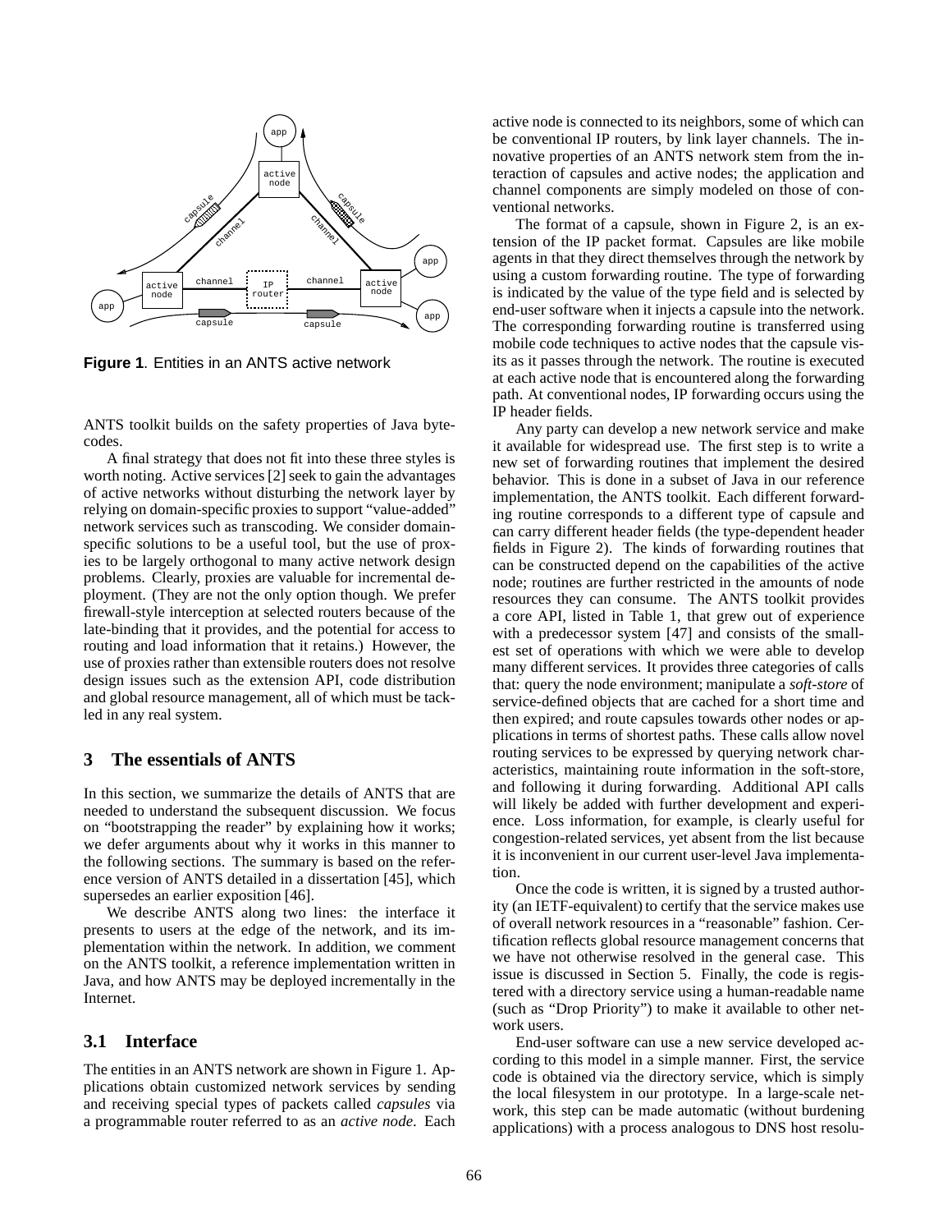app

active node

capsule

channel

channel

capsule

app

active node

channel

IP router

channel

active node

app

app

capsule

capsule

**Figure 1**. Entities in an ANTS active network

ANTS toolkit builds on the safety properties of Java bytecodes.

A final strategy that does not fit into these three styles is worth noting. Active services [2] seek to gain the advantages of active networks without disturbing the network layer by relying on domain-specific proxies to support "value-added" network services such as transcoding. We consider domain-specific solutions to be a useful tool, but the use of proxies to be largely orthogonal to many active network design problems. Clearly, proxies are valuable for incremental deployment. (They are not the only option though. We prefer firewall-style interception at selected routers because of the late-binding that it provides, and the potential for access to routing and load information that it retains.) However, the use of proxies rather than extensible routers does not resolve design issues such as the extension API, code distribution and global resource management, all of which must be tackled in any real system.

## 3 The essentials of ANTS

In this section, we summarize the details of ANTS that are needed to understand the subsequent discussion. We focus on "bootstrapping the reader" by explaining how it works; we defer arguments about why it works in this manner to the following sections. The summary is based on the reference version of ANTS detailed in a dissertation [45], which supersedes an earlier exposition [46].

We describe ANTS along two lines: the interface it presents to users at the edge of the network, and its implementation within the network. In addition, we comment on the ANTS toolkit, a reference implementation written in Java, and how ANTS may be deployed incrementally in the Internet.

### 3.1 Interface

The entities in an ANTS network are shown in Figure 1. Applications obtain customized network services by sending and receiving special types of packets called *capsules* via a programmable router referred to as an *active node*. Each active node is connected to its neighbors, some of which can be conventional IP routers, by link layer channels. The innovative properties of an ANTS network stem from the interaction of capsules and active nodes; the application and channel components are simply modeled on those of conventional networks.

The format of a capsule, shown in Figure 2, is an extension of the IP packet format. Capsules are like mobile agents in that they direct themselves through the network by using a custom forwarding routine. The type of forwarding is indicated by the value of the type field and is selected by end-user software when it injects a capsule into the network. The corresponding forwarding routine is transferred using mobile code techniques to active nodes that the capsule visits as it passes through the network. The routine is executed at each active node that is encountered along the forwarding path. At conventional nodes, IP forwarding occurs using the IP header fields.

Any party can develop a new network service and make it available for widespread use. The first step is to write a new set of forwarding routines that implement the desired behavior. This is done in a subset of Java in our reference implementation, the ANTS toolkit. Each different forwarding routine corresponds to a different type of capsule and can carry different header fields (the type-dependent header fields in Figure 2). The kinds of forwarding routines that can be constructed depend on the capabilities of the active node; routines are further restricted in the amounts of node resources they can consume. The ANTS toolkit provides a core API, listed in Table 1, that grew out of experience with a predecessor system [47] and consists of the smallest set of operations with which we were able to develop many different services. It provides three categories of calls that: query the node environment; manipulate a *soft-store* of service-defined objects that are cached for a short time and then expired; and route capsules towards other nodes or applications in terms of shortest paths. These calls allow novel routing services to be expressed by querying network characteristics, maintaining route information in the soft-store, and following it during forwarding. Additional API calls will likely be added with further development and experience. Loss information, for example, is clearly useful for congestion-related services, yet absent from the list because it is inconvenient in our current user-level Java implementation.

Once the code is written, it is signed by a trusted authority (an IETF-equivalent) to certify that the service makes use of overall network resources in a "reasonable" fashion. Certification reflects global resource management concerns that we have not otherwise resolved in the general case. This issue is discussed in Section 5. Finally, the code is registered with a directory service using a human-readable name (such as "Drop Priority") to make it available to other network users.

End-user software can use a new service developed according to this model in a simple manner. First, the service code is obtained via the directory service, which is simply the local filesystem in our prototype. In a large-scale network, this step can be made automatic (without burdening applications) with a process analogous to DNS host resolu-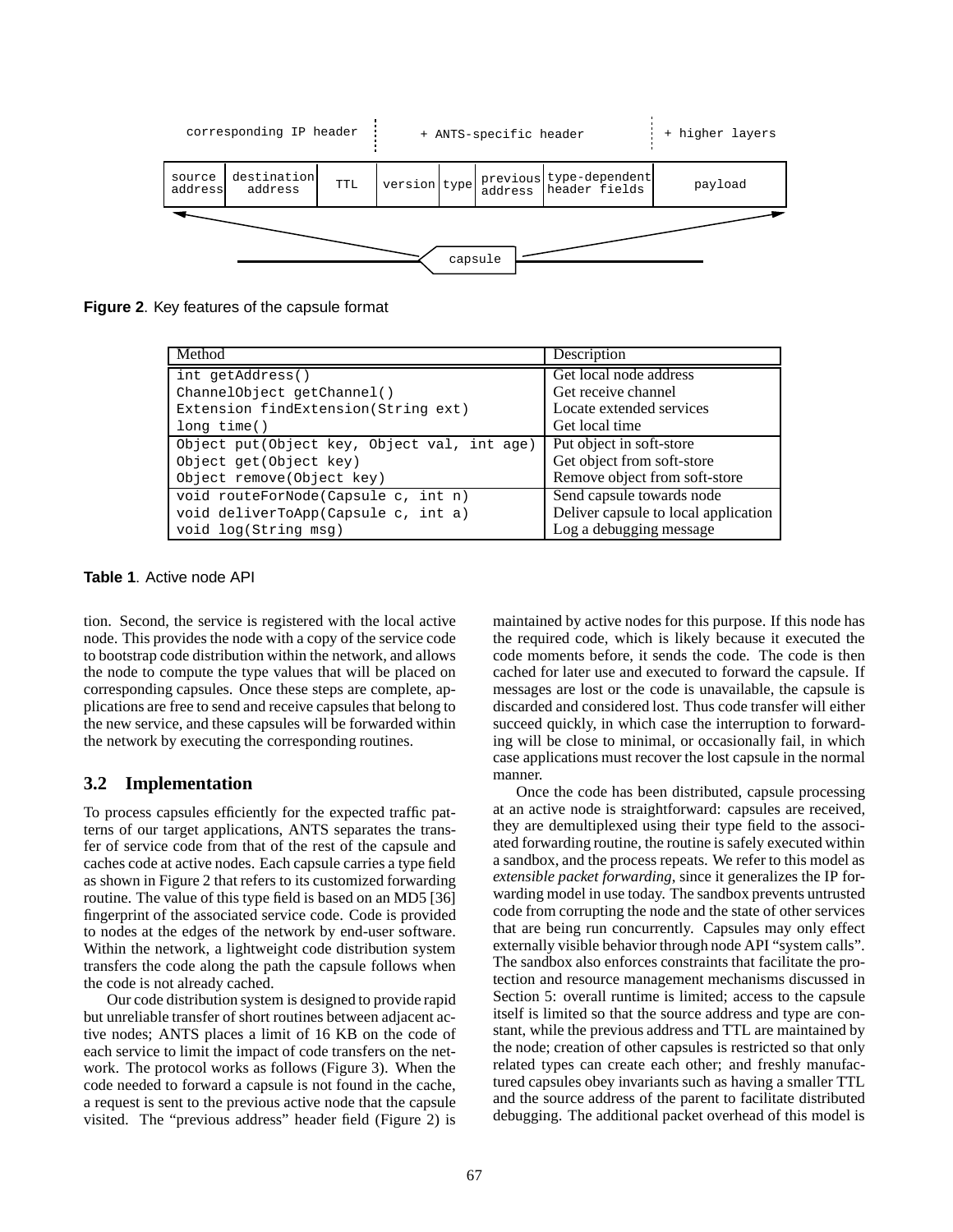corresponding IP header | + ANTS-specific header | + higher layers

| source address | destination address | TTL | version | type | previous address | type-dependent header fields | payload |
|---|---|---|---|---|---|---|---|

capsule

**Figure 2**. Key features of the capsule format

| Method | Description |
|---|---|
| `int getAddress()` | Get local node address |
| `ChannelObject getChannel()` | Get receive channel |
| `Extension findExtension(String ext)` | Locate extended services |
| `long time()` | Get local time |
| `Object put(Object key, Object val, int age)` | Put object in soft-store |
| `Object get(Object key)` | Get object from soft-store |
| `Object remove(Object key)` | Remove object from soft-store |
| `void routeForNode(Capsule c, int n)` | Send capsule towards node |
| `void deliverToApp(Capsule c, int a)` | Deliver capsule to local application |
| `void log(String msg)` | Log a debugging message |

**Table 1**. Active node API

tion. Second, the service is registered with the local active node. This provides the node with a copy of the service code to bootstrap code distribution within the network, and allows the node to compute the type values that will be placed on corresponding capsules. Once these steps are complete, applications are free to send and receive capsules that belong to the new service, and these capsules will be forwarded within the network by executing the corresponding routines.

### 3.2 Implementation

To process capsules efficiently for the expected traffic patterns of our target applications, ANTS separates the transfer of service code from that of the rest of the capsule and caches code at active nodes. Each capsule carries a type field as shown in Figure 2 that refers to its customized forwarding routine. The value of this type field is based on an MD5 [36] fingerprint of the associated service code. Code is provided to nodes at the edges of the network by end-user software. Within the network, a lightweight code distribution system transfers the code along the path the capsule follows when the code is not already cached.

Our code distribution system is designed to provide rapid but unreliable transfer of short routines between adjacent active nodes; ANTS places a limit of 16 KB on the code of each service to limit the impact of code transfers on the network. The protocol works as follows (Figure 3). When the code needed to forward a capsule is not found in the cache, a request is sent to the previous active node that the capsule visited. The "previous address" header field (Figure 2) is maintained by active nodes for this purpose. If this node has the required code, which is likely because it executed the code moments before, it sends the code. The code is then cached for later use and executed to forward the capsule. If messages are lost or the code is unavailable, the capsule is discarded and considered lost. Thus code transfer will either succeed quickly, in which case the interruption to forwarding will be close to minimal, or occasionally fail, in which case applications must recover the lost capsule in the normal manner.

Once the code has been distributed, capsule processing at an active node is straightforward: capsules are received, they are demultiplexed using their type field to the associated forwarding routine, the routine is safely executed within a sandbox, and the process repeats. We refer to this model as *extensible packet forwarding*, since it generalizes the IP forwarding model in use today. The sandbox prevents untrusted code from corrupting the node and the state of other services that are being run concurrently. Capsules may only effect externally visible behavior through node API "system calls". The sandbox also enforces constraints that facilitate the protection and resource management mechanisms discussed in Section 5: overall runtime is limited; access to the capsule itself is limited so that the source address and type are constant, while the previous address and TTL are maintained by the node; creation of other capsules is restricted so that only related types can create each other; and freshly manufactured capsules obey invariants such as having a smaller TTL and the source address of the parent to facilitate distributed debugging. The additional packet overhead of this model is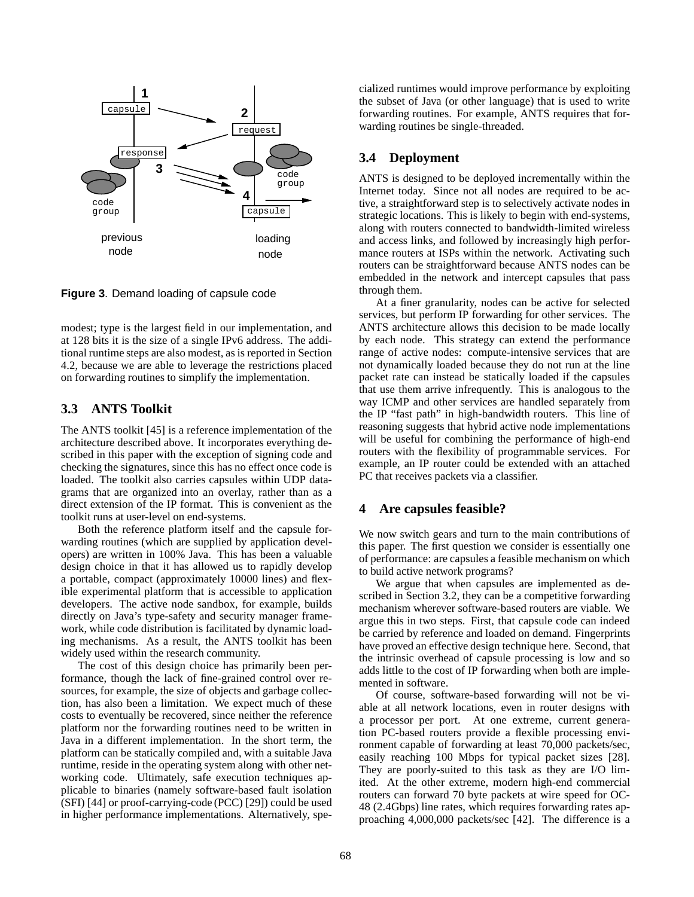**Figure 3**. Demand loading of capsule code

modest; type is the largest field in our implementation, and at 128 bits it is the size of a single IPv6 address. The additional runtime steps are also modest, as is reported in Section 4.2, because we are able to leverage the restrictions placed on forwarding routines to simplify the implementation.

### 3.3 ANTS Toolkit

The ANTS toolkit [45] is a reference implementation of the architecture described above. It incorporates everything described in this paper with the exception of signing code and checking the signatures, since this has no effect once code is loaded. The toolkit also carries capsules within UDP datagrams that are organized into an overlay, rather than as a direct extension of the IP format. This is convenient as the toolkit runs at user-level on end-systems.

Both the reference platform itself and the capsule forwarding routines (which are supplied by application developers) are written in 100% Java. This has been a valuable design choice in that it has allowed us to rapidly develop a portable, compact (approximately 10000 lines) and flexible experimental platform that is accessible to application developers. The active node sandbox, for example, builds directly on Java's type-safety and security manager framework, while code distribution is facilitated by dynamic loading mechanisms. As a result, the ANTS toolkit has been widely used within the research community.

The cost of this design choice has primarily been performance, though the lack of fine-grained control over resources, for example, the size of objects and garbage collection, has also been a limitation. We expect much of these costs to eventually be recovered, since neither the reference platform nor the forwarding routines need to be written in Java in a different implementation. In the short term, the platform can be statically compiled and, with a suitable Java runtime, reside in the operating system along with other networking code. Ultimately, safe execution techniques applicable to binaries (namely software-based fault isolation (SFI) [44] or proof-carrying-code (PCC) [29]) could be used in higher performance implementations. Alternatively, specialized runtimes would improve performance by exploiting the subset of Java (or other language) that is used to write forwarding routines. For example, ANTS requires that forwarding routines be single-threaded.

### 3.4 Deployment

ANTS is designed to be deployed incrementally within the Internet today. Since not all nodes are required to be active, a straightforward step is to selectively activate nodes in strategic locations. This is likely to begin with end-systems, along with routers connected to bandwidth-limited wireless and access links, and followed by increasingly high performance routers at ISPs within the network. Activating such routers can be straightforward because ANTS nodes can be embedded in the network and intercept capsules that pass through them.

At a finer granularity, nodes can be active for selected services, but perform IP forwarding for other services. The ANTS architecture allows this decision to be made locally by each node. This strategy can extend the performance range of active nodes: compute-intensive services that are not dynamically loaded because they do not run at the line packet rate can instead be statically loaded if the capsules that use them arrive infrequently. This is analogous to the way ICMP and other services are handled separately from the IP "fast path" in high-bandwidth routers. This line of reasoning suggests that hybrid active node implementations will be useful for combining the performance of high-end routers with the flexibility of programmable services. For example, an IP router could be extended with an attached PC that receives packets via a classifier.

## 4 Are capsules feasible?

We now switch gears and turn to the main contributions of this paper. The first question we consider is essentially one of performance: are capsules a feasible mechanism on which to build active network programs?

We argue that when capsules are implemented as described in Section 3.2, they can be a competitive forwarding mechanism wherever software-based routers are viable. We argue this in two steps. First, that capsule code can indeed be carried by reference and loaded on demand. Fingerprints have proved an effective design technique here. Second, that the intrinsic overhead of capsule processing is low and so adds little to the cost of IP forwarding when both are implemented in software.

Of course, software-based forwarding will not be viable at all network locations, even in router designs with a processor per port. At one extreme, current generation PC-based routers provide a flexible processing environment capable of forwarding at least 70,000 packets/sec, easily reaching 100 Mbps for typical packet sizes [28]. They are poorly-suited to this task as they are I/O limited. At the other extreme, modern high-end commercial routers can forward 70 byte packets at wire speed for OC-48 (2.4Gbps) line rates, which requires forwarding rates approaching 4,000,000 packets/sec [42]. The difference is a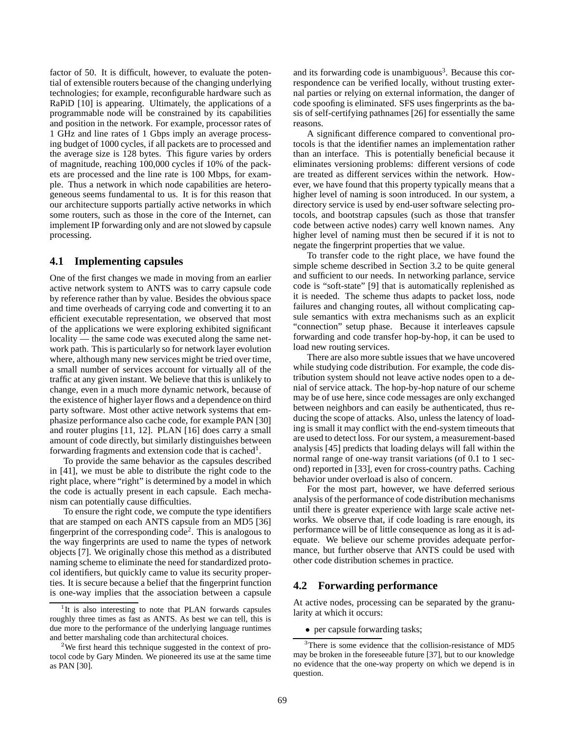factor of 50. It is difficult, however, to evaluate the potential of extensible routers because of the changing underlying technologies; for example, reconfigurable hardware such as RaPiD [10] is appearing. Ultimately, the applications of a programmable node will be constrained by its capabilities and position in the network. For example, processor rates of 1 GHz and line rates of 1 Gbps imply an average processing budget of 1000 cycles, if all packets are to processed and the average size is 128 bytes. This figure varies by orders of magnitude, reaching 100,000 cycles if 10% of the packets are processed and the line rate is 100 Mbps, for example. Thus a network in which node capabilities are heterogeneous seems fundamental to us. It is for this reason that our architecture supports partially active networks in which some routers, such as those in the core of the Internet, can implement IP forwarding only and are not slowed by capsule processing.

## 4.1 Implementing capsules

One of the first changes we made in moving from an earlier active network system to ANTS was to carry capsule code by reference rather than by value. Besides the obvious space and time overheads of carrying code and converting it to an efficient executable representation, we observed that most of the applications we were exploring exhibited significant locality — the same code was executed along the same network path. This is particularly so for network layer evolution where, although many new services might be tried over time, a small number of services account for virtually all of the traffic at any given instant. We believe that this is unlikely to change, even in a much more dynamic network, because of the existence of higher layer flows and a dependence on third party software. Most other active network systems that emphasize performance also cache code, for example PAN [30] and router plugins [11, 12]. PLAN [16] does carry a small amount of code directly, but similarly distinguishes between forwarding fragments and extension code that is cached[1].

To provide the same behavior as the capsules described in [41], we must be able to distribute the right code to the right place, where "right" is determined by a model in which the code is actually present in each capsule. Each mechanism can potentially cause difficulties.

To ensure the right code, we compute the type identifiers that are stamped on each ANTS capsule from an MD5 [36] fingerprint of the corresponding code[2]. This is analogous to the way fingerprints are used to name the types of network objects [7]. We originally chose this method as a distributed naming scheme to eliminate the need for standardized protocol identifiers, but quickly came to value its security properties. It is secure because a belief that the fingerprint function is one-way implies that the association between a capsule and its forwarding code is unambiguous[3]. Because this correspondence can be verified locally, without trusting external parties or relying on external information, the danger of code spoofing is eliminated. SFS uses fingerprints as the basis of self-certifying pathnames [26] for essentially the same reasons.

A significant difference compared to conventional protocols is that the identifier names an implementation rather than an interface. This is potentially beneficial because it eliminates versioning problems: different versions of code are treated as different services within the network. However, we have found that this property typically means that a higher level of naming is soon introduced. In our system, a directory service is used by end-user software selecting protocols, and bootstrap capsules (such as those that transfer code between active nodes) carry well known names. Any higher level of naming must then be secured if it is not to negate the fingerprint properties that we value.

To transfer code to the right place, we have found the simple scheme described in Section 3.2 to be quite general and sufficient to our needs. In networking parlance, service code is "soft-state" [9] that is automatically replenished as it is needed. The scheme thus adapts to packet loss, node failures and changing routes, all without complicating capsule semantics with extra mechanisms such as an explicit "connection" setup phase. Because it interleaves capsule forwarding and code transfer hop-by-hop, it can be used to load new routing services.

There are also more subtle issues that we have uncovered while studying code distribution. For example, the code distribution system should not leave active nodes open to a denial of service attack. The hop-by-hop nature of our scheme may be of use here, since code messages are only exchanged between neighbors and can easily be authenticated, thus reducing the scope of attacks. Also, unless the latency of loading is small it may conflict with the end-system timeouts that are used to detect loss. For our system, a measurement-based analysis [45] predicts that loading delays will fall within the normal range of one-way transit variations (of 0.1 to 1 second) reported in [33], even for cross-country paths. Caching behavior under overload is also of concern.

For the most part, however, we have deferred serious analysis of the performance of code distribution mechanisms until there is greater experience with large scale active networks. We observe that, if code loading is rare enough, its performance will be of little consequence as long as it is adequate. We believe our scheme provides adequate performance, but further observe that ANTS could be used with other code distribution schemes in practice.

## 4.2 Forwarding performance

At active nodes, processing can be separated by the granularity at which it occurs:

- per capsule forwarding tasks;

[1] It is also interesting to note that PLAN forwards capsules roughly three times as fast as ANTS. As best we can tell, this is due more to the performance of the underlying language runtimes and better marshaling code than architectural choices.

[2] We first heard this technique suggested in the context of protocol code by Gary Minden. We pioneered its use at the same time as PAN [30].

[3] There is some evidence that the collision-resistance of MD5 may be broken in the foreseeable future [37], but to our knowledge no evidence that the one-way property on which we depend is in question.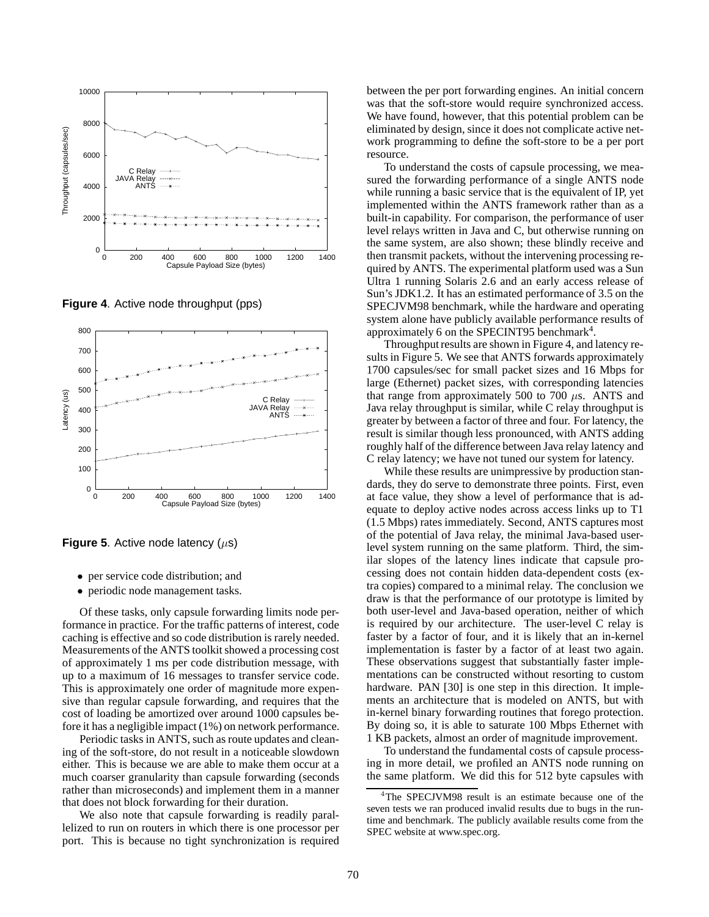**Figure 4**. Active node throughput (pps)

**Figure 5**. Active node latency ($\mu$s)

- per service code distribution; and
- periodic node management tasks.

Of these tasks, only capsule forwarding limits node performance in practice. For the traffic patterns of interest, code caching is effective and so code distribution is rarely needed. Measurements of the ANTS toolkit showed a processing cost of approximately 1 ms per code distribution message, with up to a maximum of 16 messages to transfer service code. This is approximately one order of magnitude more expensive than regular capsule forwarding, and requires that the cost of loading be amortized over around 1000 capsules before it has a negligible impact (1%) on network performance.

Periodic tasks in ANTS, such as route updates and cleaning of the soft-store, do not result in a noticeable slowdown either. This is because we are able to make them occur at a much coarser granularity than capsule forwarding (seconds rather than microseconds) and implement them in a manner that does not block forwarding for their duration.

We also note that capsule forwarding is readily parallelized to run on routers in which there is one processor per port. This is because no tight synchronization is required between the per port forwarding engines. An initial concern was that the soft-store would require synchronized access. We have found, however, that this potential problem can be eliminated by design, since it does not complicate active network programming to define the soft-store to be a per port resource.

To understand the costs of capsule processing, we measured the forwarding performance of a single ANTS node while running a basic service that is the equivalent of IP, yet implemented within the ANTS framework rather than as a built-in capability. For comparison, the performance of user level relays written in Java and C, but otherwise running on the same system, are also shown; these blindly receive and then transmit packets, without the intervening processing required by ANTS. The experimental platform used was a Sun Ultra 1 running Solaris 2.6 and an early access release of Sun's JDK1.2. It has an estimated performance of 3.5 on the SPECJVM98 benchmark, while the hardware and operating system alone have publicly available performance results of approximately 6 on the SPECINT95 benchmark[4].

Throughput results are shown in Figure 4, and latency results in Figure 5. We see that ANTS forwards approximately 1700 capsules/sec for small packet sizes and 16 Mbps for large (Ethernet) packet sizes, with corresponding latencies that range from approximately 500 to 700 $\mu$s. ANTS and Java relay throughput is similar, while C relay throughput is greater by between a factor of three and four. For latency, the result is similar though less pronounced, with ANTS adding roughly half of the difference between Java relay latency and C relay latency; we have not tuned our system for latency.

While these results are unimpressive by production standards, they do serve to demonstrate three points. First, even at face value, they show a level of performance that is adequate to deploy active nodes across access links up to T1 (1.5 Mbps) rates immediately. Second, ANTS captures most of the potential of Java relay, the minimal Java-based user-level system running on the same platform. Third, the similar slopes of the latency lines indicate that capsule processing does not contain hidden data-dependent costs (extra copies) compared to a minimal relay. The conclusion we draw is that the performance of our prototype is limited by both user-level and Java-based operation, neither of which is required by our architecture. The user-level C relay is faster by a factor of four, and it is likely that an in-kernel implementation is faster by a factor of at least two again. These observations suggest that substantially faster implementations can be constructed without resorting to custom hardware. PAN [30] is one step in this direction. It implements an architecture that is modeled on ANTS, but with in-kernel binary forwarding routines that forego protection. By doing so, it is able to saturate 100 Mbps Ethernet with 1 KB packets, almost an order of magnitude improvement.

To understand the fundamental costs of capsule processing in more detail, we profiled an ANTS node running on the same platform. We did this for 512 byte capsules with

[4] The SPECJVM98 result is an estimate because one of the seven tests we ran produced invalid results due to bugs in the runtime and benchmark. The publicly available results come from the SPEC website at www.spec.org.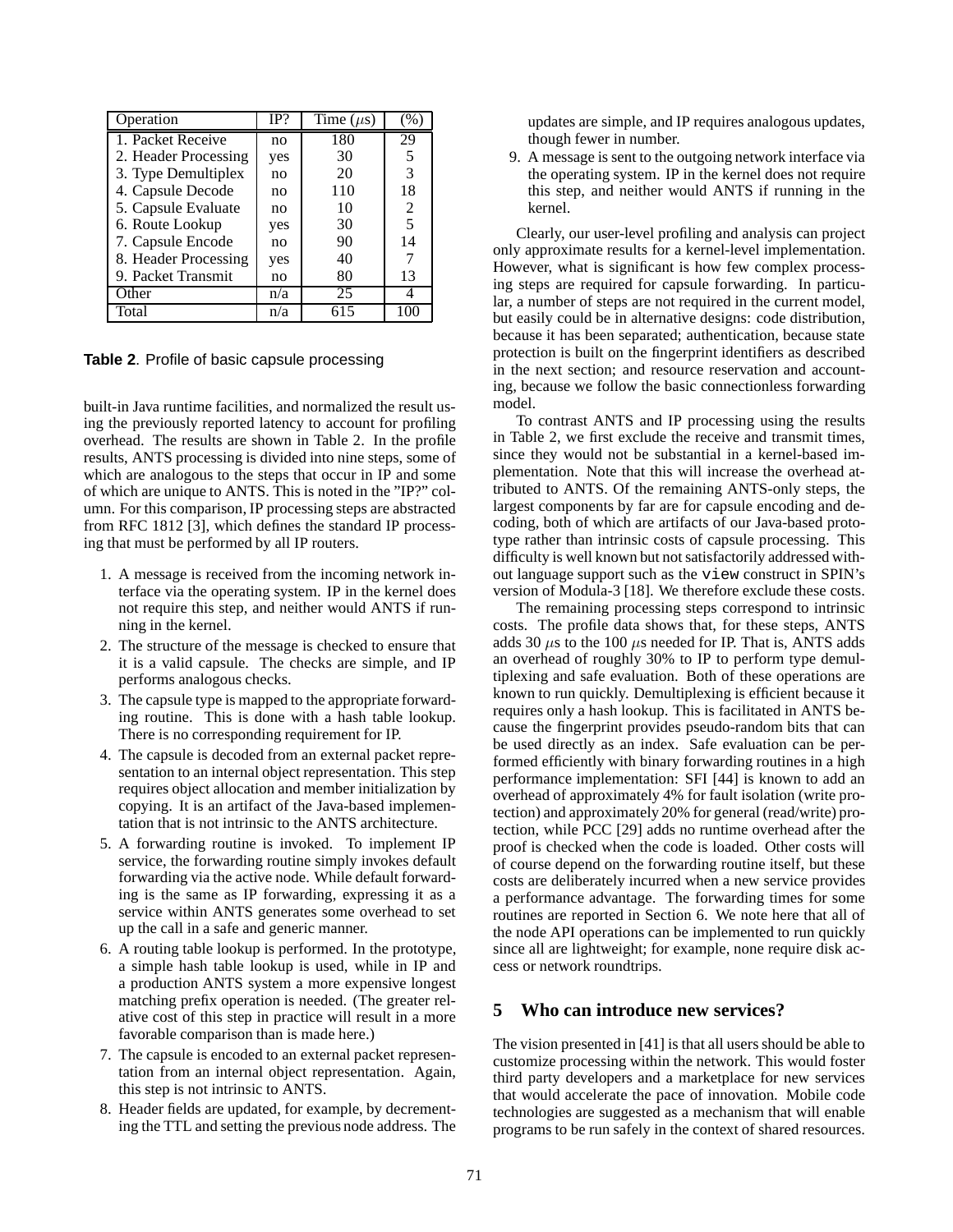| Operation | IP? | Time ($\mu$s) | (%) |
|---|---|---|---|
| 1. Packet Receive | no | 180 | 29 |
| 2. Header Processing | yes | 30 | 5 |
| 3. Type Demultiplex | no | 20 | 3 |
| 4. Capsule Decode | no | 110 | 18 |
| 5. Capsule Evaluate | no | 10 | 2 |
| 6. Route Lookup | yes | 30 | 5 |
| 7. Capsule Encode | no | 90 | 14 |
| 8. Header Processing | yes | 40 | 7 |
| 9. Packet Transmit | no | 80 | 13 |
| Other | n/a | 25 | 4 |
| Total | n/a | 615 | 100 |

**Table 2**. Profile of basic capsule processing

built-in Java runtime facilities, and normalized the result using the previously reported latency to account for profiling overhead. The results are shown in Table 2. In the profile results, ANTS processing is divided into nine steps, some of which are analogous to the steps that occur in IP and some of which are unique to ANTS. This is noted in the "IP?" column. For this comparison, IP processing steps are abstracted from RFC 1812 [3], which defines the standard IP processing that must be performed by all IP routers.

1. A message is received from the incoming network interface via the operating system. IP in the kernel does not require this step, and neither would ANTS if running in the kernel.
2. The structure of the message is checked to ensure that it is a valid capsule. The checks are simple, and IP performs analogous checks.
3. The capsule type is mapped to the appropriate forwarding routine. This is done with a hash table lookup. There is no corresponding requirement for IP.
4. The capsule is decoded from an external packet representation to an internal object representation. This step requires object allocation and member initialization by copying. It is an artifact of the Java-based implementation that is not intrinsic to the ANTS architecture.
5. A forwarding routine is invoked. To implement IP service, the forwarding routine simply invokes default forwarding via the active node. While default forwarding is the same as IP forwarding, expressing it as a service within ANTS generates some overhead to set up the call in a safe and generic manner.
6. A routing table lookup is performed. In the prototype, a simple hash table lookup is used, while in IP and a production ANTS system a more expensive longest matching prefix operation is needed. (The greater relative cost of this step in practice will result in a more favorable comparison than is made here.)
7. The capsule is encoded to an external packet representation from an internal object representation. Again, this step is not intrinsic to ANTS.
8. Header fields are updated, for example, by decrementing the TTL and setting the previous node address. The updates are simple, and IP requires analogous updates, though fewer in number.
9. A message is sent to the outgoing network interface via the operating system. IP in the kernel does not require this step, and neither would ANTS if running in the kernel.

Clearly, our user-level profiling and analysis can project only approximate results for a kernel-level implementation. However, what is significant is how few complex processing steps are required for capsule forwarding. In particular, a number of steps are not required in the current model, but easily could be in alternative designs: code distribution, because it has been separated; authentication, because state protection is built on the fingerprint identifiers as described in the next section; and resource reservation and accounting, because we follow the basic connectionless forwarding model.

To contrast ANTS and IP processing using the results in Table 2, we first exclude the receive and transmit times, since they would not be substantial in a kernel-based implementation. Note that this will increase the overhead attributed to ANTS. Of the remaining ANTS-only steps, the largest components by far are for capsule encoding and decoding, both of which are artifacts of our Java-based prototype rather than intrinsic costs of capsule processing. This difficulty is well known but not satisfactorily addressed without language support such as the `view` construct in SPIN's version of Modula-3 [18]. We therefore exclude these costs.

The remaining processing steps correspond to intrinsic costs. The profile data shows that, for these steps, ANTS adds 30 $\mu$s to the 100 $\mu$s needed for IP. That is, ANTS adds an overhead of roughly 30% to IP to perform type demultiplexing and safe evaluation. Both of these operations are known to run quickly. Demultiplexing is efficient because it requires only a hash lookup. This is facilitated in ANTS because the fingerprint provides pseudo-random bits that can be used directly as an index. Safe evaluation can be performed efficiently with binary forwarding routines in a high performance implementation: SFI [44] is known to add an overhead of approximately 4% for fault isolation (write protection) and approximately 20% for general (read/write) protection, while PCC [29] adds no runtime overhead after the proof is checked when the code is loaded. Other costs will of course depend on the forwarding routine itself, but these costs are deliberately incurred when a new service provides a performance advantage. The forwarding times for some routines are reported in Section 6. We note here that all of the node API operations can be implemented to run quickly since all are lightweight; for example, none require disk access or network roundtrips.

## 5 Who can introduce new services?

The vision presented in [41] is that all users should be able to customize processing within the network. This would foster third party developers and a marketplace for new services that would accelerate the pace of innovation. Mobile code technologies are suggested as a mechanism that will enable programs to be run safely in the context of shared resources.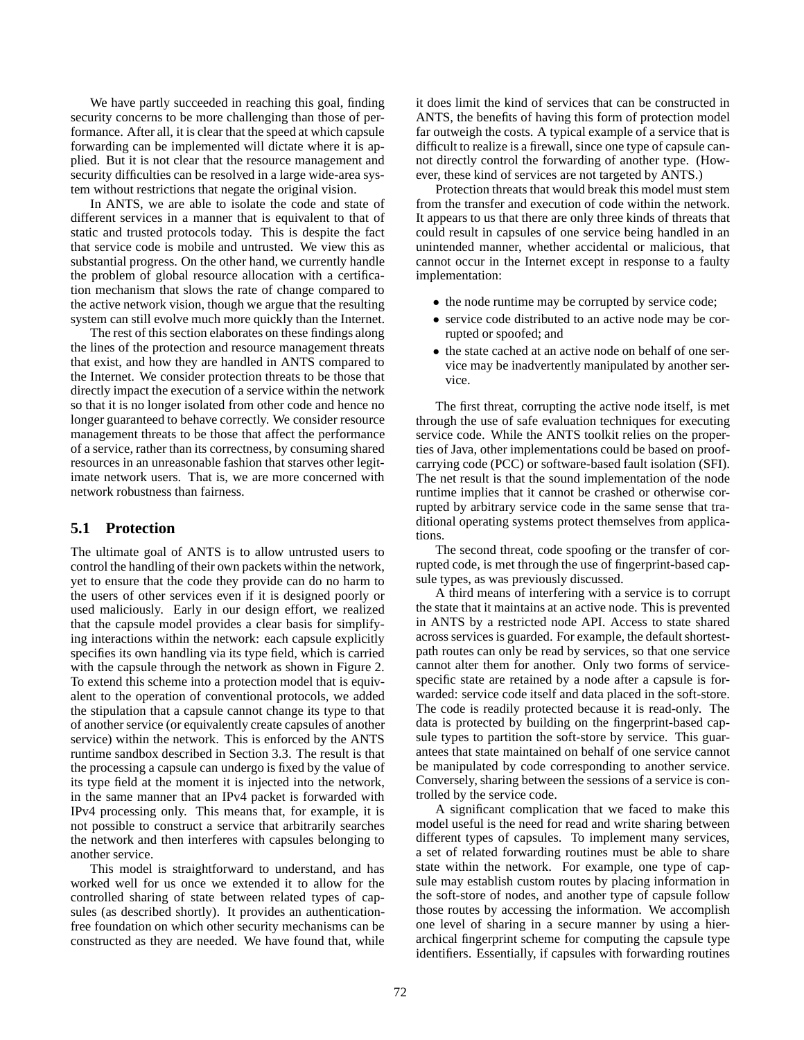We have partly succeeded in reaching this goal, finding security concerns to be more challenging than those of performance. After all, it is clear that the speed at which capsule forwarding can be implemented will dictate where it is applied. But it is not clear that the resource management and security difficulties can be resolved in a large wide-area system without restrictions that negate the original vision.

In ANTS, we are able to isolate the code and state of different services in a manner that is equivalent to that of static and trusted protocols today. This is despite the fact that service code is mobile and untrusted. We view this as substantial progress. On the other hand, we currently handle the problem of global resource allocation with a certification mechanism that slows the rate of change compared to the active network vision, though we argue that the resulting system can still evolve much more quickly than the Internet.

The rest of this section elaborates on these findings along the lines of the protection and resource management threats that exist, and how they are handled in ANTS compared to the Internet. We consider protection threats to be those that directly impact the execution of a service within the network so that it is no longer isolated from other code and hence no longer guaranteed to behave correctly. We consider resource management threats to be those that affect the performance of a service, rather than its correctness, by consuming shared resources in an unreasonable fashion that starves other legitimate network users. That is, we are more concerned with network robustness than fairness.

## 5.1 Protection

The ultimate goal of ANTS is to allow untrusted users to control the handling of their own packets within the network, yet to ensure that the code they provide can do no harm to the users of other services even if it is designed poorly or used maliciously. Early in our design effort, we realized that the capsule model provides a clear basis for simplifying interactions within the network: each capsule explicitly specifies its own handling via its type field, which is carried with the capsule through the network as shown in Figure 2. To extend this scheme into a protection model that is equivalent to the operation of conventional protocols, we added the stipulation that a capsule cannot change its type to that of another service (or equivalently create capsules of another service) within the network. This is enforced by the ANTS runtime sandbox described in Section 3.3. The result is that the processing a capsule can undergo is fixed by the value of its type field at the moment it is injected into the network, in the same manner that an IPv4 packet is forwarded with IPv4 processing only. This means that, for example, it is not possible to construct a service that arbitrarily searches the network and then interferes with capsules belonging to another service.

This model is straightforward to understand, and has worked well for us once we extended it to allow for the controlled sharing of state between related types of capsules (as described shortly). It provides an authentication-free foundation on which other security mechanisms can be constructed as they are needed. We have found that, while it does limit the kind of services that can be constructed in ANTS, the benefits of having this form of protection model far outweigh the costs. A typical example of a service that is difficult to realize is a firewall, since one type of capsule cannot directly control the forwarding of another type. (However, these kind of services are not targeted by ANTS.)

Protection threats that would break this model must stem from the transfer and execution of code within the network. It appears to us that there are only three kinds of threats that could result in capsules of one service being handled in an unintended manner, whether accidental or malicious, that cannot occur in the Internet except in response to a faulty implementation:

- the node runtime may be corrupted by service code;
- service code distributed to an active node may be corrupted or spoofed; and
- the state cached at an active node on behalf of one service may be inadvertently manipulated by another service.

The first threat, corrupting the active node itself, is met through the use of safe evaluation techniques for executing service code. While the ANTS toolkit relies on the properties of Java, other implementations could be based on proof-carrying code (PCC) or software-based fault isolation (SFI). The net result is that the sound implementation of the node runtime implies that it cannot be crashed or otherwise corrupted by arbitrary service code in the same sense that traditional operating systems protect themselves from applications.

The second threat, code spoofing or the transfer of corrupted code, is met through the use of fingerprint-based capsule types, as was previously discussed.

A third means of interfering with a service is to corrupt the state that it maintains at an active node. This is prevented in ANTS by a restricted node API. Access to state shared across services is guarded. For example, the default shortest-path routes can only be read by services, so that one service cannot alter them for another. Only two forms of service-specific state are retained by a node after a capsule is forwarded: service code itself and data placed in the soft-store. The code is readily protected because it is read-only. The data is protected by building on the fingerprint-based capsule types to partition the soft-store by service. This guarantees that state maintained on behalf of one service cannot be manipulated by code corresponding to another service. Conversely, sharing between the sessions of a service is controlled by the service code.

A significant complication that we faced to make this model useful is the need for read and write sharing between different types of capsules. To implement many services, a set of related forwarding routines must be able to share state within the network. For example, one type of capsule may establish custom routes by placing information in the soft-store of nodes, and another type of capsule follow those routes by accessing the information. We accomplish one level of sharing in a secure manner by using a hierarchical fingerprint scheme for computing the capsule type identifiers. Essentially, if capsules with forwarding routines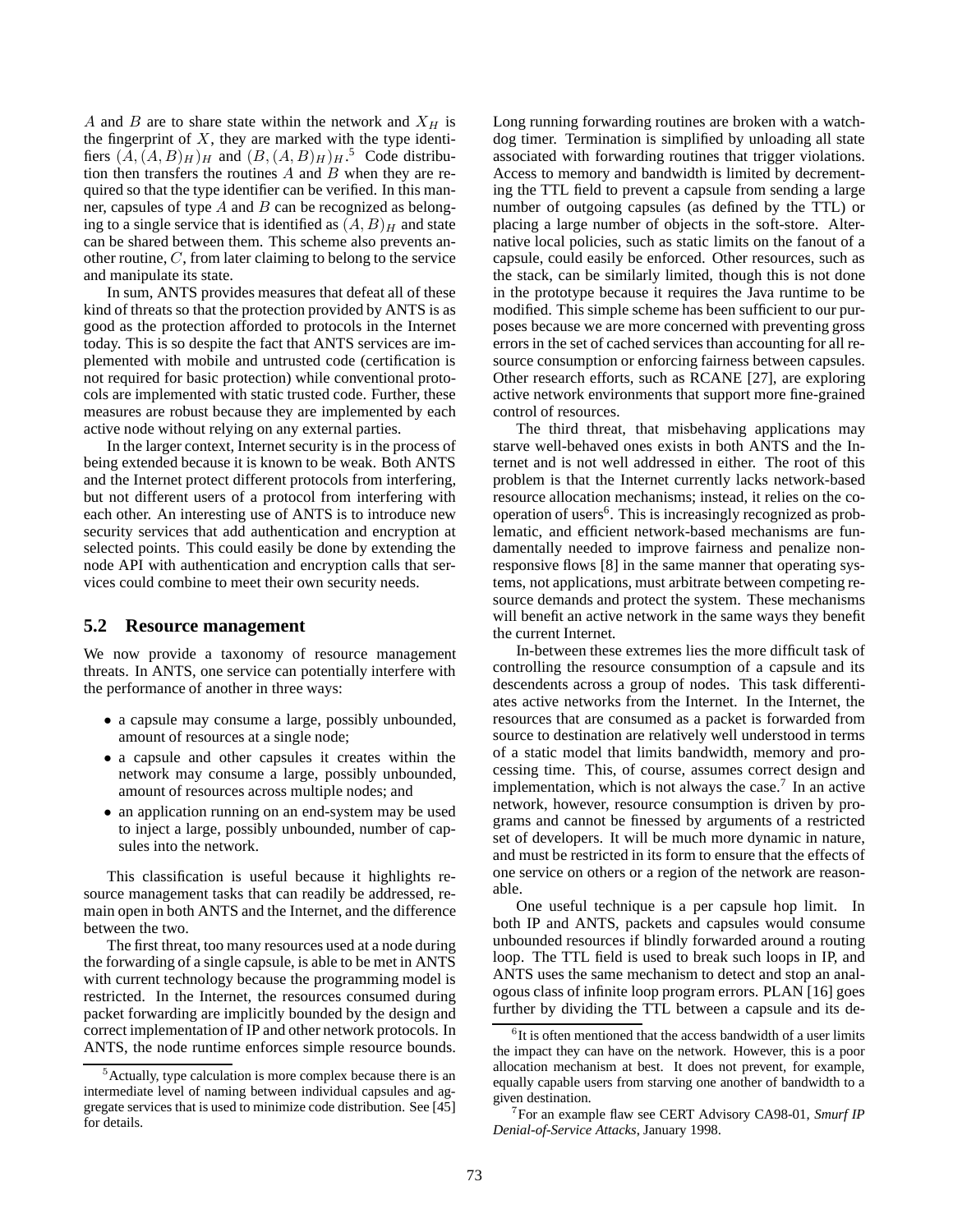$A$ and $B$ are to share state within the network and $X_H$ is the fingerprint of $X$, they are marked with the type identifiers $(A,(A,B)_H)_H$ and $(B,(A,B)_H)_H$.[5] Code distribution then transfers the routines $A$ and $B$ when they are required so that the type identifier can be verified. In this manner, capsules of type $A$ and $B$ can be recognized as belonging to a single service that is identified as $(A,B)_H$ and state can be shared between them. This scheme also prevents another routine, $C$, from later claiming to belong to the service and manipulate its state.

In sum, ANTS provides measures that defeat all of these kind of threats so that the protection provided by ANTS is as good as the protection afforded to protocols in the Internet today. This is so despite the fact that ANTS services are implemented with mobile and untrusted code (certification is not required for basic protection) while conventional protocols are implemented with static trusted code. Further, these measures are robust because they are implemented by each active node without relying on any external parties.

In the larger context, Internet security is in the process of being extended because it is known to be weak. Both ANTS and the Internet protect different protocols from interfering, but not different users of a protocol from interfering with each other. An interesting use of ANTS is to introduce new security services that add authentication and encryption at selected points. This could easily be done by extending the node API with authentication and encryption calls that services could combine to meet their own security needs.

## 5.2 Resource management

We now provide a taxonomy of resource management threats. In ANTS, one service can potentially interfere with the performance of another in three ways:

- a capsule may consume a large, possibly unbounded, amount of resources at a single node;
- a capsule and other capsules it creates within the network may consume a large, possibly unbounded, amount of resources across multiple nodes; and
- an application running on an end-system may be used to inject a large, possibly unbounded, number of capsules into the network.

This classification is useful because it highlights resource management tasks that can readily be addressed, remain open in both ANTS and the Internet, and the difference between the two.

The first threat, too many resources used at a node during the forwarding of a single capsule, is able to be met in ANTS with current technology because the programming model is restricted. In the Internet, the resources consumed during packet forwarding are implicitly bounded by the design and correct implementation of IP and other network protocols. In ANTS, the node runtime enforces simple resource bounds. Long running forwarding routines are broken with a watchdog timer. Termination is simplified by unloading all state associated with forwarding routines that trigger violations. Access to memory and bandwidth is limited by decrementing the TTL field to prevent a capsule from sending a large number of outgoing capsules (as defined by the TTL) or placing a large number of objects in the soft-store. Alternative local policies, such as static limits on the fanout of a capsule, could easily be enforced. Other resources, such as the stack, can be similarly limited, though this is not done in the prototype because it requires the Java runtime to be modified. This simple scheme has been sufficient to our purposes because we are more concerned with preventing gross errors in the set of cached services than accounting for all resource consumption or enforcing fairness between capsules. Other research efforts, such as RCANE [27], are exploring active network environments that support more fine-grained control of resources.

The third threat, that misbehaving applications may starve well-behaved ones exists in both ANTS and the Internet and is not well addressed in either. The root of this problem is that the Internet currently lacks network-based resource allocation mechanisms; instead, it relies on the cooperation of users[6]. This is increasingly recognized as problematic, and efficient network-based mechanisms are fundamentally needed to improve fairness and penalize non-responsive flows [8] in the same manner that operating systems, not applications, must arbitrate between competing resource demands and protect the system. These mechanisms will benefit an active network in the same ways they benefit the current Internet.

In-between these extremes lies the more difficult task of controlling the resource consumption of a capsule and its descendents across a group of nodes. This task differentiates active networks from the Internet. In the Internet, the resources that are consumed as a packet is forwarded from source to destination are relatively well understood in terms of a static model that limits bandwidth, memory and processing time. This, of course, assumes correct design and implementation, which is not always the case.[7] In an active network, however, resource consumption is driven by programs and cannot be finessed by arguments of a restricted set of developers. It will be much more dynamic in nature, and must be restricted in its form to ensure that the effects of one service on others or a region of the network are reasonable.

One useful technique is a per capsule hop limit. In both IP and ANTS, packets and capsules would consume unbounded resources if blindly forwarded around a routing loop. The TTL field is used to break such loops in IP, and ANTS uses the same mechanism to detect and stop an analogous class of infinite loop program errors. PLAN [16] goes further by dividing the TTL between a capsule and its de-

[5] Actually, type calculation is more complex because there is an intermediate level of naming between individual capsules and aggregate services that is used to minimize code distribution. See [45] for details.

[6] It is often mentioned that the access bandwidth of a user limits the impact they can have on the network. However, this is a poor allocation mechanism at best. It does not prevent, for example, equally capable users from starving one another of bandwidth to a given destination.

[7] For an example flaw see CERT Advisory CA98-01, *Smurf IP Denial-of-Service Attacks*, January 1998.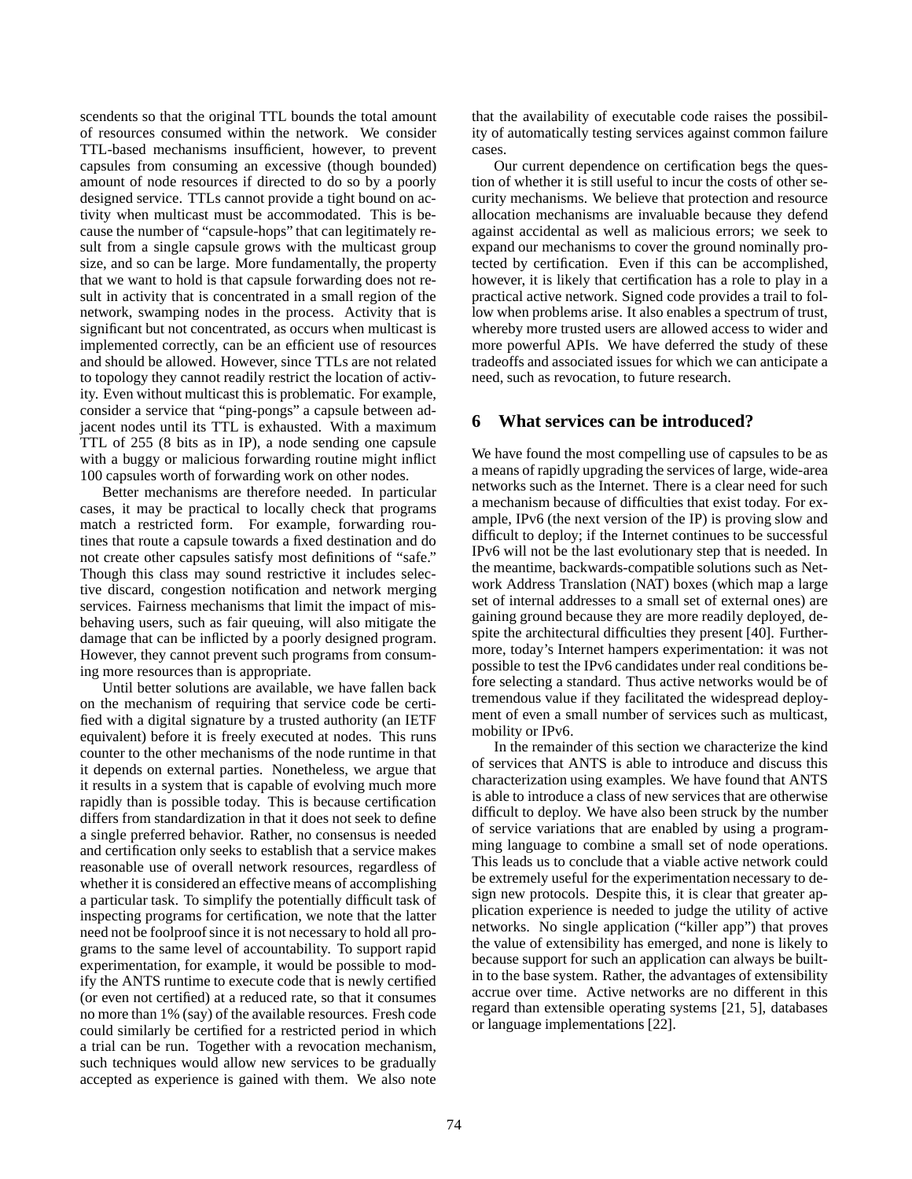scendents so that the original TTL bounds the total amount of resources consumed within the network. We consider TTL-based mechanisms insufficient, however, to prevent capsules from consuming an excessive (though bounded) amount of node resources if directed to do so by a poorly designed service. TTLs cannot provide a tight bound on activity when multicast must be accommodated. This is because the number of "capsule-hops" that can legitimately result from a single capsule grows with the multicast group size, and so can be large. More fundamentally, the property that we want to hold is that capsule forwarding does not result in activity that is concentrated in a small region of the network, swamping nodes in the process. Activity that is significant but not concentrated, as occurs when multicast is implemented correctly, can be an efficient use of resources and should be allowed. However, since TTLs are not related to topology they cannot readily restrict the location of activity. Even without multicast this is problematic. For example, consider a service that "ping-pongs" a capsule between adjacent nodes until its TTL is exhausted. With a maximum TTL of 255 (8 bits as in IP), a node sending one capsule with a buggy or malicious forwarding routine might inflict 100 capsules worth of forwarding work on other nodes.

Better mechanisms are therefore needed. In particular cases, it may be practical to locally check that programs match a restricted form. For example, forwarding routines that route a capsule towards a fixed destination and do not create other capsules satisfy most definitions of "safe." Though this class may sound restrictive it includes selective discard, congestion notification and network merging services. Fairness mechanisms that limit the impact of misbehaving users, such as fair queuing, will also mitigate the damage that can be inflicted by a poorly designed program. However, they cannot prevent such programs from consuming more resources than is appropriate.

Until better solutions are available, we have fallen back on the mechanism of requiring that service code be certified with a digital signature by a trusted authority (an IETF equivalent) before it is freely executed at nodes. This runs counter to the other mechanisms of the node runtime in that it depends on external parties. Nonetheless, we argue that it results in a system that is capable of evolving much more rapidly than is possible today. This is because certification differs from standardization in that it does not seek to define a single preferred behavior. Rather, no consensus is needed and certification only seeks to establish that a service makes reasonable use of overall network resources, regardless of whether it is considered an effective means of accomplishing a particular task. To simplify the potentially difficult task of inspecting programs for certification, we note that the latter need not be foolproof since it is not necessary to hold all programs to the same level of accountability. To support rapid experimentation, for example, it would be possible to modify the ANTS runtime to execute code that is newly certified (or even not certified) at a reduced rate, so that it consumes no more than 1% (say) of the available resources. Fresh code could similarly be certified for a restricted period in which a trial can be run. Together with a revocation mechanism, such techniques would allow new services to be gradually accepted as experience is gained with them. We also note that the availability of executable code raises the possibility of automatically testing services against common failure cases.

Our current dependence on certification begs the question of whether it is still useful to incur the costs of other security mechanisms. We believe that protection and resource allocation mechanisms are invaluable because they defend against accidental as well as malicious errors; we seek to expand our mechanisms to cover the ground nominally protected by certification. Even if this can be accomplished, however, it is likely that certification has a role to play in a practical active network. Signed code provides a trail to follow when problems arise. It also enables a spectrum of trust, whereby more trusted users are allowed access to wider and more powerful APIs. We have deferred the study of these tradeoffs and associated issues for which we can anticipate a need, such as revocation, to future research.

## 6 What services can be introduced?

We have found the most compelling use of capsules to be as a means of rapidly upgrading the services of large, wide-area networks such as the Internet. There is a clear need for such a mechanism because of difficulties that exist today. For example, IPv6 (the next version of the IP) is proving slow and difficult to deploy; if the Internet continues to be successful IPv6 will not be the last evolutionary step that is needed. In the meantime, backwards-compatible solutions such as Network Address Translation (NAT) boxes (which map a large set of internal addresses to a small set of external ones) are gaining ground because they are more readily deployed, despite the architectural difficulties they present [40]. Furthermore, today's Internet hampers experimentation: it was not possible to test the IPv6 candidates under real conditions before selecting a standard. Thus active networks would be of tremendous value if they facilitated the widespread deployment of even a small number of services such as multicast, mobility or IPv6.

In the remainder of this section we characterize the kind of services that ANTS is able to introduce and discuss this characterization using examples. We have found that ANTS is able to introduce a class of new services that are otherwise difficult to deploy. We have also been struck by the number of service variations that are enabled by using a programming language to combine a small set of node operations. This leads us to conclude that a viable active network could be extremely useful for the experimentation necessary to design new protocols. Despite this, it is clear that greater application experience is needed to judge the utility of active networks. No single application ("killer app") that proves the value of extensibility has emerged, and none is likely to because support for such an application can always be built-in to the base system. Rather, the advantages of extensibility accrue over time. Active networks are no different in this regard than extensible operating systems [21, 5], databases or language implementations [22].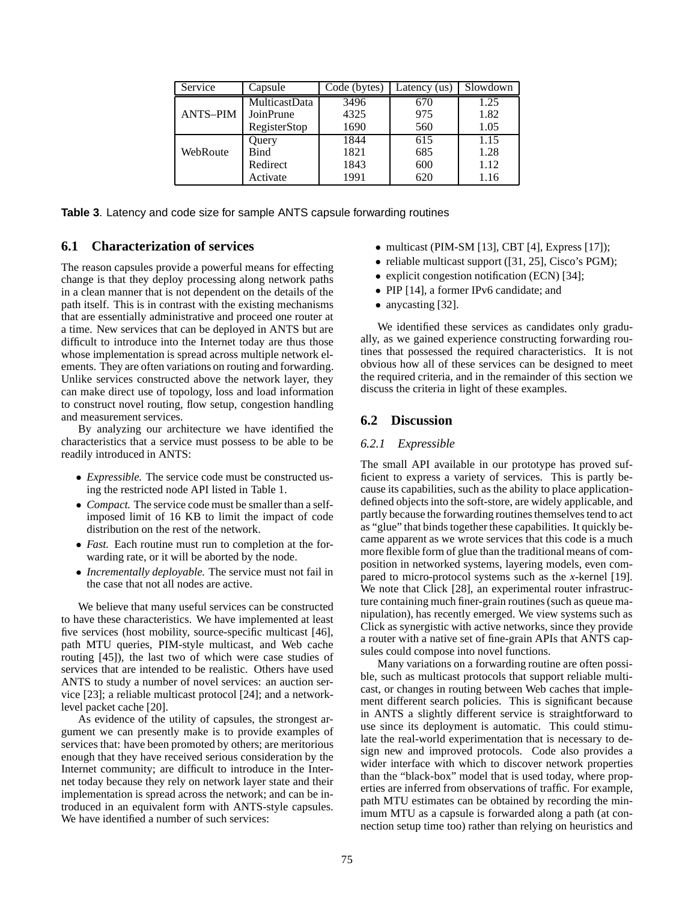| Service | Capsule | Code (bytes) | Latency (us) | Slowdown |
|---|---|---|---|---|
| ANTS–PIM | MulticastData | 3496 | 670 | 1.25 |
| | JoinPrune | 4325 | 975 | 1.82 |
| | RegisterStop | 1690 | 560 | 1.05 |
| WebRoute | Query | 1844 | 615 | 1.15 |
| | Bind | 1821 | 685 | 1.28 |
| | Redirect | 1843 | 600 | 1.12 |
| | Activate | 1991 | 620 | 1.16 |

**Table 3**. Latency and code size for sample ANTS capsule forwarding routines

## 6.1 Characterization of services

The reason capsules provide a powerful means for effecting change is that they deploy processing along network paths in a clean manner that is not dependent on the details of the path itself. This is in contrast with the existing mechanisms that are essentially administrative and proceed one router at a time. New services that can be deployed in ANTS but are difficult to introduce into the Internet today are thus those whose implementation is spread across multiple network elements. They are often variations on routing and forwarding. Unlike services constructed above the network layer, they can make direct use of topology, loss and load information to construct novel routing, flow setup, congestion handling and measurement services.

By analyzing our architecture we have identified the characteristics that a service must possess to be able to be readily introduced in ANTS:

- *Expressible.* The service code must be constructed using the restricted node API listed in Table 1.
- *Compact.* The service code must be smaller than a self-imposed limit of 16 KB to limit the impact of code distribution on the rest of the network.
- *Fast.* Each routine must run to completion at the forwarding rate, or it will be aborted by the node.
- *Incrementally deployable.* The service must not fail in the case that not all nodes are active.

We believe that many useful services can be constructed to have these characteristics. We have implemented at least five services (host mobility, source-specific multicast [46], path MTU queries, PIM-style multicast, and Web cache routing [45]), the last two of which were case studies of services that are intended to be realistic. Others have used ANTS to study a number of novel services: an auction service [23]; a reliable multicast protocol [24]; and a network-level packet cache [20].

As evidence of the utility of capsules, the strongest argument we can presently make is to provide examples of services that: have been promoted by others; are meritorious enough that they have received serious consideration by the Internet community; are difficult to introduce in the Internet today because they rely on network layer state and their implementation is spread across the network; and can be introduced in an equivalent form with ANTS-style capsules. We have identified a number of such services:

- multicast (PIM-SM [13], CBT [4], Express [17]);
- reliable multicast support ([31, 25], Cisco's PGM);
- explicit congestion notification (ECN) [34];
- PIP [14], a former IPv6 candidate; and
- anycasting [32].

We identified these services as candidates only gradually, as we gained experience constructing forwarding routines that possessed the required characteristics. It is not obvious how all of these services can be designed to meet the required criteria, and in the remainder of this section we discuss the criteria in light of these examples.

## 6.2 Discussion

### *6.2.1 Expressible*

The small API available in our prototype has proved sufficient to express a variety of services. This is partly because its capabilities, such as the ability to place application-defined objects into the soft-store, are widely applicable, and partly because the forwarding routines themselves tend to act as "glue" that binds together these capabilities. It quickly became apparent as we wrote services that this code is a much more flexible form of glue than the traditional means of composition in networked systems, layering models, even compared to micro-protocol systems such as the *x*-kernel [19]. We note that Click [28], an experimental router infrastructure containing much finer-grain routines (such as queue manipulation), has recently emerged. We view systems such as Click as synergistic with active networks, since they provide a router with a native set of fine-grain APIs that ANTS capsules could compose into novel functions.

Many variations on a forwarding routine are often possible, such as multicast protocols that support reliable multicast, or changes in routing between Web caches that implement different search policies. This is significant because in ANTS a slightly different service is straightforward to use since its deployment is automatic. This could stimulate the real-world experimentation that is necessary to design new and improved protocols. Code also provides a wider interface with which to discover network properties than the "black-box" model that is used today, where properties are inferred from observations of traffic. For example, path MTU estimates can be obtained by recording the minimum MTU as a capsule is forwarded along a path (at connection setup time too) rather than relying on heuristics and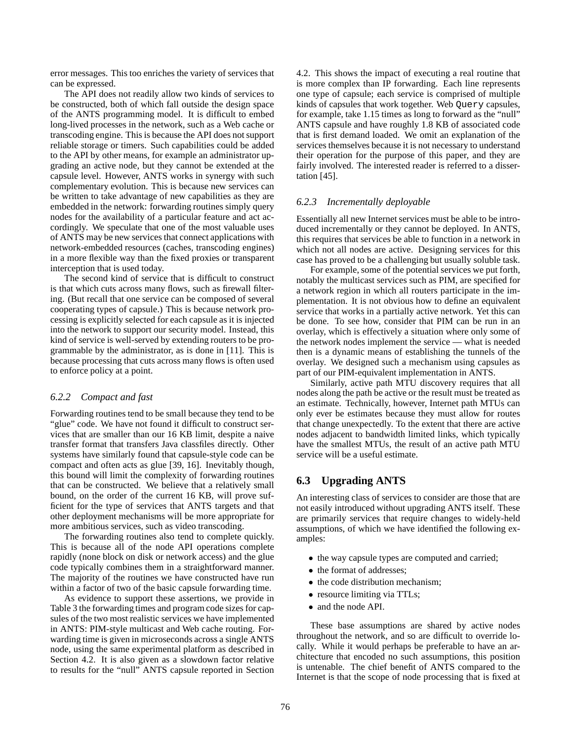error messages. This too enriches the variety of services that can be expressed.

The API does not readily allow two kinds of services to be constructed, both of which fall outside the design space of the ANTS programming model. It is difficult to embed long-lived processes in the network, such as a Web cache or transcoding engine. This is because the API does not support reliable storage or timers. Such capabilities could be added to the API by other means, for example an administrator upgrading an active node, but they cannot be extended at the capsule level. However, ANTS works in synergy with such complementary evolution. This is because new services can be written to take advantage of new capabilities as they are embedded in the network: forwarding routines simply query nodes for the availability of a particular feature and act accordingly. We speculate that one of the most valuable uses of ANTS may be new services that connect applications with network-embedded resources (caches, transcoding engines) in a more flexible way than the fixed proxies or transparent interception that is used today.

The second kind of service that is difficult to construct is that which cuts across many flows, such as firewall filtering. (But recall that one service can be composed of several cooperating types of capsule.) This is because network processing is explicitly selected for each capsule as it is injected into the network to support our security model. Instead, this kind of service is well-served by extending routers to be programmable by the administrator, as is done in [11]. This is because processing that cuts across many flows is often used to enforce policy at a point.

### *6.2.2 Compact and fast*

Forwarding routines tend to be small because they tend to be "glue" code. We have not found it difficult to construct services that are smaller than our 16 KB limit, despite a naive transfer format that transfers Java classfiles directly. Other systems have similarly found that capsule-style code can be compact and often acts as glue [39, 16]. Inevitably though, this bound will limit the complexity of forwarding routines that can be constructed. We believe that a relatively small bound, on the order of the current 16 KB, will prove sufficient for the type of services that ANTS targets and that other deployment mechanisms will be more appropriate for more ambitious services, such as video transcoding.

The forwarding routines also tend to complete quickly. This is because all of the node API operations complete rapidly (none block on disk or network access) and the glue code typically combines them in a straightforward manner. The majority of the routines we have constructed have run within a factor of two of the basic capsule forwarding time.

As evidence to support these assertions, we provide in Table 3 the forwarding times and program code sizes for capsules of the two most realistic services we have implemented in ANTS: PIM-style multicast and Web cache routing. Forwarding time is given in microseconds across a single ANTS node, using the same experimental platform as described in Section 4.2. It is also given as a slowdown factor relative to results for the "null" ANTS capsule reported in Section 4.2. This shows the impact of executing a real routine that is more complex than IP forwarding. Each line represents one type of capsule; each service is comprised of multiple kinds of capsules that work together. Web `Query` capsules, for example, take 1.15 times as long to forward as the "null" ANTS capsule and have roughly 1.8 KB of associated code that is first demand loaded. We omit an explanation of the services themselves because it is not necessary to understand their operation for the purpose of this paper, and they are fairly involved. The interested reader is referred to a dissertation [45].

### *6.2.3 Incrementally deployable*

Essentially all new Internet services must be able to be introduced incrementally or they cannot be deployed. In ANTS, this requires that services be able to function in a network in which not all nodes are active. Designing services for this case has proved to be a challenging but usually soluble task.

For example, some of the potential services we put forth, notably the multicast services such as PIM, are specified for a network region in which all routers participate in the implementation. It is not obvious how to define an equivalent service that works in a partially active network. Yet this can be done. To see how, consider that PIM can be run in an overlay, which is effectively a situation where only some of the network nodes implement the service — what is needed then is a dynamic means of establishing the tunnels of the overlay. We designed such a mechanism using capsules as part of our PIM-equivalent implementation in ANTS.

Similarly, active path MTU discovery requires that all nodes along the path be active or the result must be treated as an estimate. Technically, however, Internet path MTUs can only ever be estimates because they must allow for routes that change unexpectedly. To the extent that there are active nodes adjacent to bandwidth limited links, which typically have the smallest MTUs, the result of an active path MTU service will be a useful estimate.

## 6.3 Upgrading ANTS

An interesting class of services to consider are those that are not easily introduced without upgrading ANTS itself. These are primarily services that require changes to widely-held assumptions, of which we have identified the following examples:

- the way capsule types are computed and carried;
- the format of addresses;
- the code distribution mechanism;
- resource limiting via TTLs;
- and the node API.

These base assumptions are shared by active nodes throughout the network, and so are difficult to override locally. While it would perhaps be preferable to have an architecture that encoded no such assumptions, this position is untenable. The chief benefit of ANTS compared to the Internet is that the scope of node processing that is fixed at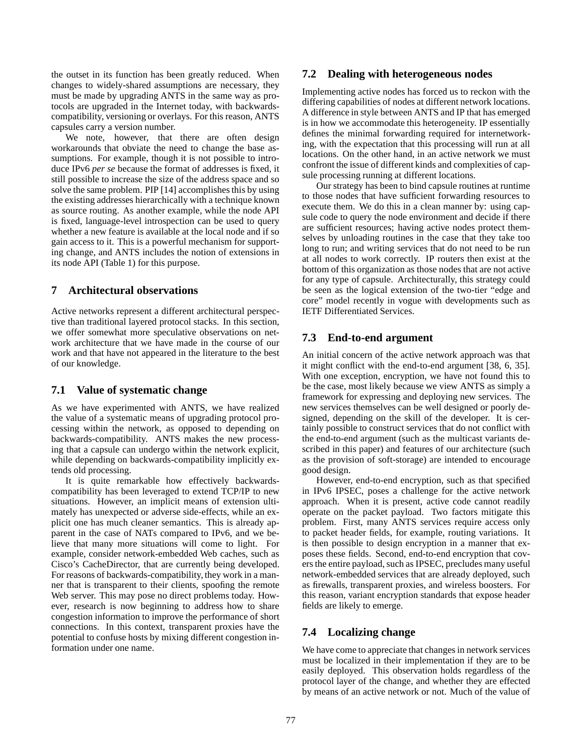the outset in its function has been greatly reduced. When changes to widely-shared assumptions are necessary, they must be made by upgrading ANTS in the same way as protocols are upgraded in the Internet today, with backwards-compatibility, versioning or overlays. For this reason, ANTS capsules carry a version number.

We note, however, that there are often design workarounds that obviate the need to change the base assumptions. For example, though it is not possible to introduce IPv6 *per se* because the format of addresses is fixed, it still possible to increase the size of the address space and so solve the same problem. PIP [14] accomplishes this by using the existing addresses hierarchically with a technique known as source routing. As another example, while the node API is fixed, language-level introspection can be used to query whether a new feature is available at the local node and if so gain access to it. This is a powerful mechanism for supporting change, and ANTS includes the notion of extensions in its node API (Table 1) for this purpose.

## 7 Architectural observations

Active networks represent a different architectural perspective than traditional layered protocol stacks. In this section, we offer somewhat more speculative observations on network architecture that we have made in the course of our work and that have not appeared in the literature to the best of our knowledge.

### 7.1 Value of systematic change

As we have experimented with ANTS, we have realized the value of a systematic means of upgrading protocol processing within the network, as opposed to depending on backwards-compatibility. ANTS makes the new processing that a capsule can undergo within the network explicit, while depending on backwards-compatibility implicitly extends old processing.

It is quite remarkable how effectively backwards-compatibility has been leveraged to extend TCP/IP to new situations. However, an implicit means of extension ultimately has unexpected or adverse side-effects, while an explicit one has much cleaner semantics. This is already apparent in the case of NATs compared to IPv6, and we believe that many more situations will come to light. For example, consider network-embedded Web caches, such as Cisco's CacheDirector, that are currently being developed. For reasons of backwards-compatibility, they work in a manner that is transparent to their clients, spoofing the remote Web server. This may pose no direct problems today. However, research is now beginning to address how to share congestion information to improve the performance of short connections. In this context, transparent proxies have the potential to confuse hosts by mixing different congestion information under one name.

### 7.2 Dealing with heterogeneous nodes

Implementing active nodes has forced us to reckon with the differing capabilities of nodes at different network locations. A difference in style between ANTS and IP that has emerged is in how we accommodate this heterogeneity. IP essentially defines the minimal forwarding required for internetworking, with the expectation that this processing will run at all locations. On the other hand, in an active network we must confront the issue of different kinds and complexities of capsule processing running at different locations.

Our strategy has been to bind capsule routines at runtime to those nodes that have sufficient forwarding resources to execute them. We do this in a clean manner by: using capsule code to query the node environment and decide if there are sufficient resources; having active nodes protect themselves by unloading routines in the case that they take too long to run; and writing services that do not need to be run at all nodes to work correctly. IP routers then exist at the bottom of this organization as those nodes that are not active for any type of capsule. Architecturally, this strategy could be seen as the logical extension of the two-tier "edge and core" model recently in vogue with developments such as IETF Differentiated Services.

### 7.3 End-to-end argument

An initial concern of the active network approach was that it might conflict with the end-to-end argument [38, 6, 35]. With one exception, encryption, we have not found this to be the case, most likely because we view ANTS as simply a framework for expressing and deploying new services. The new services themselves can be well designed or poorly designed, depending on the skill of the developer. It is certainly possible to construct services that do not conflict with the end-to-end argument (such as the multicast variants described in this paper) and features of our architecture (such as the provision of soft-storage) are intended to encourage good design.

However, end-to-end encryption, such as that specified in IPv6 IPSEC, poses a challenge for the active network approach. When it is present, active code cannot readily operate on the packet payload. Two factors mitigate this problem. First, many ANTS services require access only to packet header fields, for example, routing variations. It is then possible to design encryption in a manner that exposes these fields. Second, end-to-end encryption that covers the entire payload, such as IPSEC, precludes many useful network-embedded services that are already deployed, such as firewalls, transparent proxies, and wireless boosters. For this reason, variant encryption standards that expose header fields are likely to emerge.

### 7.4 Localizing change

We have come to appreciate that changes in network services must be localized in their implementation if they are to be easily deployed. This observation holds regardless of the protocol layer of the change, and whether they are effected by means of an active network or not. Much of the value of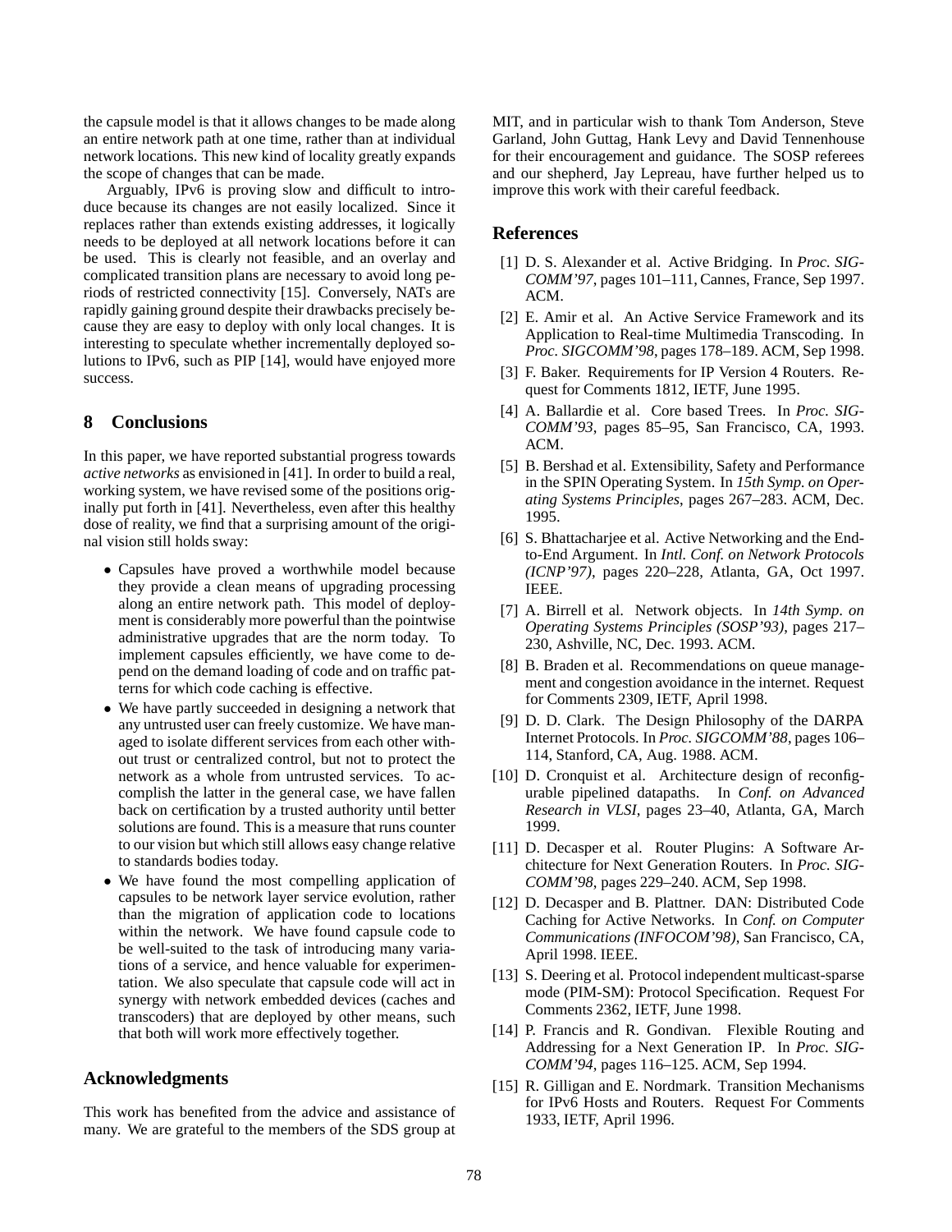the capsule model is that it allows changes to be made along an entire network path at one time, rather than at individual network locations. This new kind of locality greatly expands the scope of changes that can be made.

Arguably, IPv6 is proving slow and difficult to introduce because its changes are not easily localized. Since it replaces rather than extends existing addresses, it logically needs to be deployed at all network locations before it can be used. This is clearly not feasible, and an overlay and complicated transition plans are necessary to avoid long periods of restricted connectivity [15]. Conversely, NATs are rapidly gaining ground despite their drawbacks precisely because they are easy to deploy with only local changes. It is interesting to speculate whether incrementally deployed solutions to IPv6, such as PIP [14], would have enjoyed more success.

## 8 Conclusions

In this paper, we have reported substantial progress towards *active networks* as envisioned in [41]. In order to build a real, working system, we have revised some of the positions originally put forth in [41]. Nevertheless, even after this healthy dose of reality, we find that a surprising amount of the original vision still holds sway:

- Capsules have proved a worthwhile model because they provide a clean means of upgrading processing along an entire network path. This model of deployment is considerably more powerful than the pointwise administrative upgrades that are the norm today. To implement capsules efficiently, we have come to depend on the demand loading of code and on traffic patterns for which code caching is effective.
- We have partly succeeded in designing a network that any untrusted user can freely customize. We have managed to isolate different services from each other without trust or centralized control, but not to protect the network as a whole from untrusted services. To accomplish the latter in the general case, we have fallen back on certification by a trusted authority until better solutions are found. This is a measure that runs counter to our vision but which still allows easy change relative to standards bodies today.
- We have found the most compelling application of capsules to be network layer service evolution, rather than the migration of application code to locations within the network. We have found capsule code to be well-suited to the task of introducing many variations of a service, and hence valuable for experimentation. We also speculate that capsule code will act in synergy with network embedded devices (caches and transcoders) that are deployed by other means, such that both will work more effectively together.

## Acknowledgments

This work has benefited from the advice and assistance of many. We are grateful to the members of the SDS group at MIT, and in particular wish to thank Tom Anderson, Steve Garland, John Guttag, Hank Levy and David Tennenhouse for their encouragement and guidance. The SOSP referees and our shepherd, Jay Lepreau, have further helped us to improve this work with their careful feedback.

## References

[1] D. S. Alexander et al. Active Bridging. In *Proc. SIGCOMM'97*, pages 101–111, Cannes, France, Sep 1997. ACM.

[2] E. Amir et al. An Active Service Framework and its Application to Real-time Multimedia Transcoding. In *Proc. SIGCOMM'98*, pages 178–189. ACM, Sep 1998.

[3] F. Baker. Requirements for IP Version 4 Routers. Request for Comments 1812, IETF, June 1995.

[4] A. Ballardie et al. Core based Trees. In *Proc. SIGCOMM'93*, pages 85–95, San Francisco, CA, 1993. ACM.

[5] B. Bershad et al. Extensibility, Safety and Performance in the SPIN Operating System. In *15th Symp. on Operating Systems Principles*, pages 267–283. ACM, Dec. 1995.

[6] S. Bhattacharjee et al. Active Networking and the End-to-End Argument. In *Intl. Conf. on Network Protocols (ICNP'97)*, pages 220–228, Atlanta, GA, Oct 1997. IEEE.

[7] A. Birrell et al. Network objects. In *14th Symp. on Operating Systems Principles (SOSP'93)*, pages 217–230, Ashville, NC, Dec. 1993. ACM.

[8] B. Braden et al. Recommendations on queue management and congestion avoidance in the internet. Request for Comments 2309, IETF, April 1998.

[9] D. D. Clark. The Design Philosophy of the DARPA Internet Protocols. In *Proc. SIGCOMM'88*, pages 106–114, Stanford, CA, Aug. 1988. ACM.

[10] D. Cronquist et al. Architecture design of reconfigurable pipelined datapaths. In *Conf. on Advanced Research in VLSI*, pages 23–40, Atlanta, GA, March 1999.

[11] D. Decasper et al. Router Plugins: A Software Architecture for Next Generation Routers. In *Proc. SIGCOMM'98*, pages 229–240. ACM, Sep 1998.

[12] D. Decasper and B. Plattner. DAN: Distributed Code Caching for Active Networks. In *Conf. on Computer Communications (INFOCOM'98)*, San Francisco, CA, April 1998. IEEE.

[13] S. Deering et al. Protocol independent multicast-sparse mode (PIM-SM): Protocol Specification. Request For Comments 2362, IETF, June 1998.

[14] P. Francis and R. Gondivan. Flexible Routing and Addressing for a Next Generation IP. In *Proc. SIGCOMM'94*, pages 116–125. ACM, Sep 1994.

[15] R. Gilligan and E. Nordmark. Transition Mechanisms for IPv6 Hosts and Routers. Request For Comments 1933, IETF, April 1996.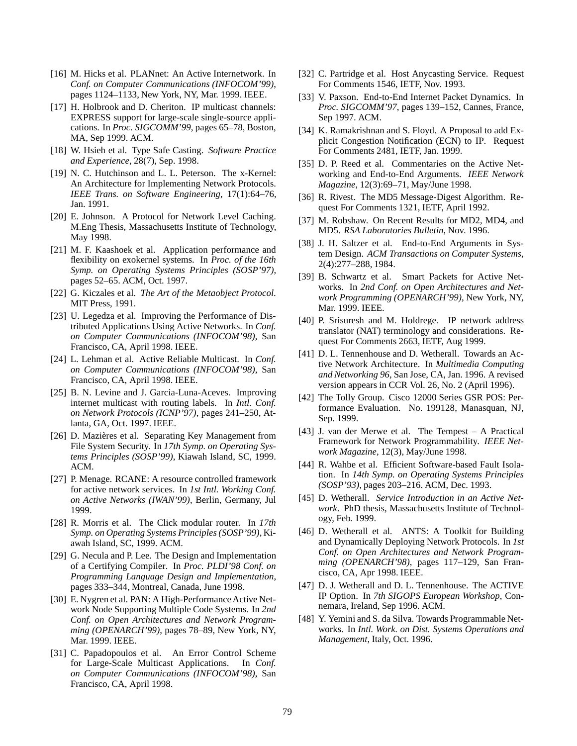[16] M. Hicks et al. PLANnet: An Active Internetwork. In *Conf. on Computer Communications (INFOCOM'99)*, pages 1124–1133, New York, NY, Mar. 1999. IEEE.

[17] H. Holbrook and D. Cheriton. IP multicast channels: EXPRESS support for large-scale single-source applications. In *Proc. SIGCOMM'99*, pages 65–78, Boston, MA, Sep 1999. ACM.

[18] W. Hsieh et al. Type Safe Casting. *Software Practice and Experience*, 28(7), Sep. 1998.

[19] N. C. Hutchinson and L. L. Peterson. The x-Kernel: An Architecture for Implementing Network Protocols. *IEEE Trans. on Software Engineering*, 17(1):64–76, Jan. 1991.

[20] E. Johnson. A Protocol for Network Level Caching. M.Eng Thesis, Massachusetts Institute of Technology, May 1998.

[21] M. F. Kaashoek et al. Application performance and flexibility on exokernel systems. In *Proc. of the 16th Symp. on Operating Systems Principles (SOSP'97)*, pages 52–65. ACM, Oct. 1997.

[22] G. Kiczales et al. *The Art of the Metaobject Protocol*. MIT Press, 1991.

[23] U. Legedza et al. Improving the Performance of Distributed Applications Using Active Networks. In *Conf. on Computer Communications (INFOCOM'98)*, San Francisco, CA, April 1998. IEEE.

[24] L. Lehman et al. Active Reliable Multicast. In *Conf. on Computer Communications (INFOCOM'98)*, San Francisco, CA, April 1998. IEEE.

[25] B. N. Levine and J. Garcia-Luna-Aceves. Improving internet multicast with routing labels. In *Intl. Conf. on Network Protocols (ICNP'97)*, pages 241–250, Atlanta, GA, Oct. 1997. IEEE.

[26] D. Mazières et al. Separating Key Management from File System Security. In *17th Symp. on Operating Systems Principles (SOSP'99)*, Kiawah Island, SC, 1999. ACM.

[27] P. Menage. RCANE: A resource controlled framework for active network services. In *1st Intl. Working Conf. on Active Networks (IWAN'99)*, Berlin, Germany, Jul 1999.

[28] R. Morris et al. The Click modular router. In *17th Symp. on Operating Systems Principles (SOSP'99)*, Kiawah Island, SC, 1999. ACM.

[29] G. Necula and P. Lee. The Design and Implementation of a Certifying Compiler. In *Proc. PLDI'98 Conf. on Programming Language Design and Implementation*, pages 333–344, Montreal, Canada, June 1998.

[30] E. Nygren et al. PAN: A High-Performance Active Network Node Supporting Multiple Code Systems. In *2nd Conf. on Open Architectures and Network Programming (OPENARCH'99)*, pages 78–89, New York, NY, Mar. 1999. IEEE.

[31] C. Papadopoulos et al. An Error Control Scheme for Large-Scale Multicast Applications. In *Conf. on Computer Communications (INFOCOM'98)*, San Francisco, CA, April 1998.

[32] C. Partridge et al. Host Anycasting Service. Request For Comments 1546, IETF, Nov. 1993.

[33] V. Paxson. End-to-End Internet Packet Dynamics. In *Proc. SIGCOMM'97*, pages 139–152, Cannes, France, Sep 1997. ACM.

[34] K. Ramakrishnan and S. Floyd. A Proposal to add Explicit Congestion Notification (ECN) to IP. Request For Comments 2481, IETF, Jan. 1999.

[35] D. P. Reed et al. Commentaries on the Active Networking and End-to-End Arguments. *IEEE Network Magazine*, 12(3):69–71, May/June 1998.

[36] R. Rivest. The MD5 Message-Digest Algorithm. Request For Comments 1321, IETF, April 1992.

[37] M. Robshaw. On Recent Results for MD2, MD4, and MD5. *RSA Laboratories Bulletin*, Nov. 1996.

[38] J. H. Saltzer et al. End-to-End Arguments in System Design. *ACM Transactions on Computer Systems*, 2(4):277–288, 1984.

[39] B. Schwartz et al. Smart Packets for Active Networks. In *2nd Conf. on Open Architectures and Network Programming (OPENARCH'99)*, New York, NY, Mar. 1999. IEEE.

[40] P. Srisuresh and M. Holdrege. IP network address translator (NAT) terminology and considerations. Request For Comments 2663, IETF, Aug 1999.

[41] D. L. Tennenhouse and D. Wetherall. Towards an Active Network Architecture. In *Multimedia Computing and Networking 96*, San Jose, CA, Jan. 1996. A revised version appears in CCR Vol. 26, No. 2 (April 1996).

[42] The Tolly Group. Cisco 12000 Series GSR POS: Performance Evaluation. No. 199128, Manasquan, NJ, Sep. 1999.

[43] J. van der Merwe et al. The Tempest – A Practical Framework for Network Programmability. *IEEE Network Magazine*, 12(3), May/June 1998.

[44] R. Wahbe et al. Efficient Software-based Fault Isolation. In *14th Symp. on Operating Systems Principles (SOSP'93)*, pages 203–216. ACM, Dec. 1993.

[45] D. Wetherall. *Service Introduction in an Active Network*. PhD thesis, Massachusetts Institute of Technology, Feb. 1999.

[46] D. Wetherall et al. ANTS: A Toolkit for Building and Dynamically Deploying Network Protocols. In *1st Conf. on Open Architectures and Network Programming (OPENARCH'98)*, pages 117–129, San Francisco, CA, Apr 1998. IEEE.

[47] D. J. Wetherall and D. L. Tennenhouse. The ACTIVE IP Option. In *7th SIGOPS European Workshop*, Connemara, Ireland, Sep 1996. ACM.

[48] Y. Yemini and S. da Silva. Towards Programmable Networks. In *Intl. Work. on Dist. Systems Operations and Management*, Italy, Oct. 1996.